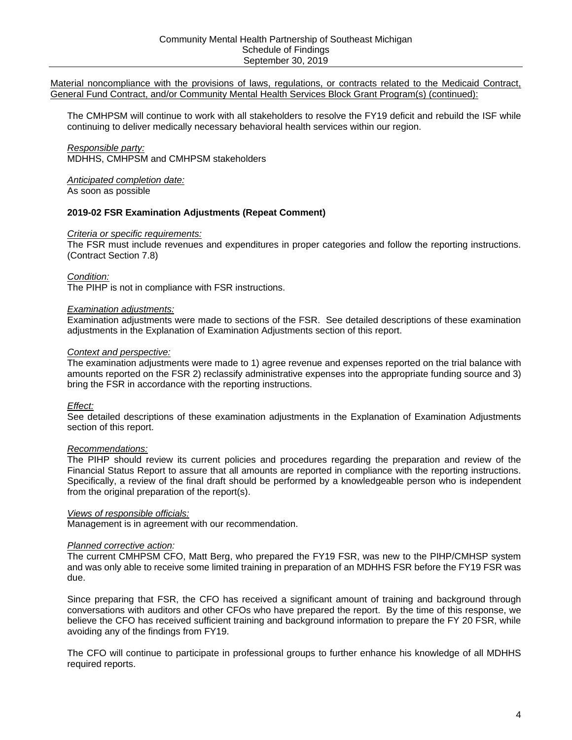Material noncompliance with the provisions of laws, regulations, or contracts related to the Medicaid Contract, General Fund Contract, and/or Community Mental Health Services Block Grant Program(s) (continued):

The CMHPSM will continue to work with all stakeholders to resolve the FY19 deficit and rebuild the ISF while continuing to deliver medically necessary behavioral health services within our region.

*Responsible party:*
MDHHS, CMHPSM and CMHPSM stakeholders

*Anticipated completion date:*
As soon as possible

**2019-02 FSR Examination Adjustments (Repeat Comment)**

*Criteria or specific requirements:*
The FSR must include revenues and expenditures in proper categories and follow the reporting instructions. (Contract Section 7.8)

*Condition:*
The PIHP is not in compliance with FSR instructions.

*Examination adjustments:*
Examination adjustments were made to sections of the FSR. See detailed descriptions of these examination adjustments in the Explanation of Examination Adjustments section of this report.

*Context and perspective:*
The examination adjustments were made to 1) agree revenue and expenses reported on the trial balance with amounts reported on the FSR 2) reclassify administrative expenses into the appropriate funding source and 3) bring the FSR in accordance with the reporting instructions.

*Effect:*
See detailed descriptions of these examination adjustments in the Explanation of Examination Adjustments section of this report.

*Recommendations:*
The PIHP should review its current policies and procedures regarding the preparation and review of the Financial Status Report to assure that all amounts are reported in compliance with the reporting instructions. Specifically, a review of the final draft should be performed by a knowledgeable person who is independent from the original preparation of the report(s).

*Views of responsible officials:*
Management is in agreement with our recommendation.

*Planned corrective action:*
The current CMHPSM CFO, Matt Berg, who prepared the FY19 FSR, was new to the PIHP/CMHSP system and was only able to receive some limited training in preparation of an MDHHS FSR before the FY19 FSR was due.

Since preparing that FSR, the CFO has received a significant amount of training and background through conversations with auditors and other CFOs who have prepared the report. By the time of this response, we believe the CFO has received sufficient training and background information to prepare the FY 20 FSR, while avoiding any of the findings from FY19.

The CFO will continue to participate in professional groups to further enhance his knowledge of all MDHHS required reports.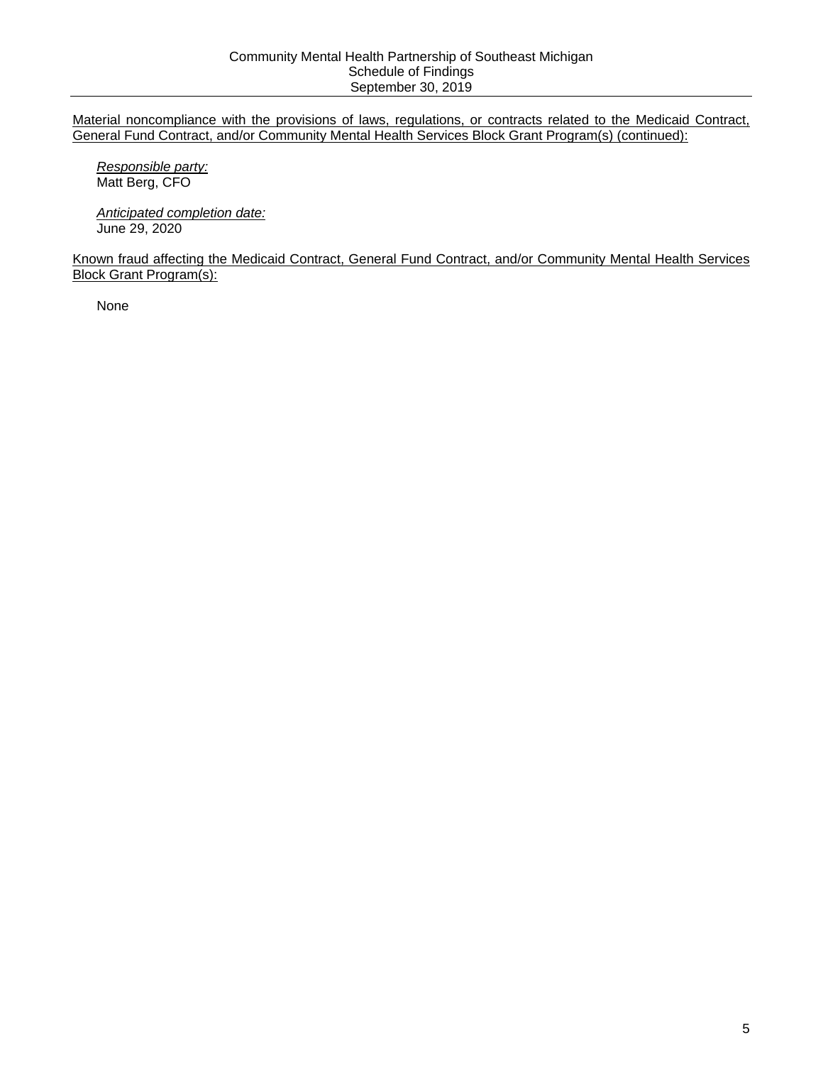Material noncompliance with the provisions of laws, regulations, or contracts related to the Medicaid Contract, General Fund Contract, and/or Community Mental Health Services Block Grant Program(s) (continued):

*Responsible party:*
Matt Berg, CFO

*Anticipated completion date:*
June 29, 2020

Known fraud affecting the Medicaid Contract, General Fund Contract, and/or Community Mental Health Services Block Grant Program(s):

None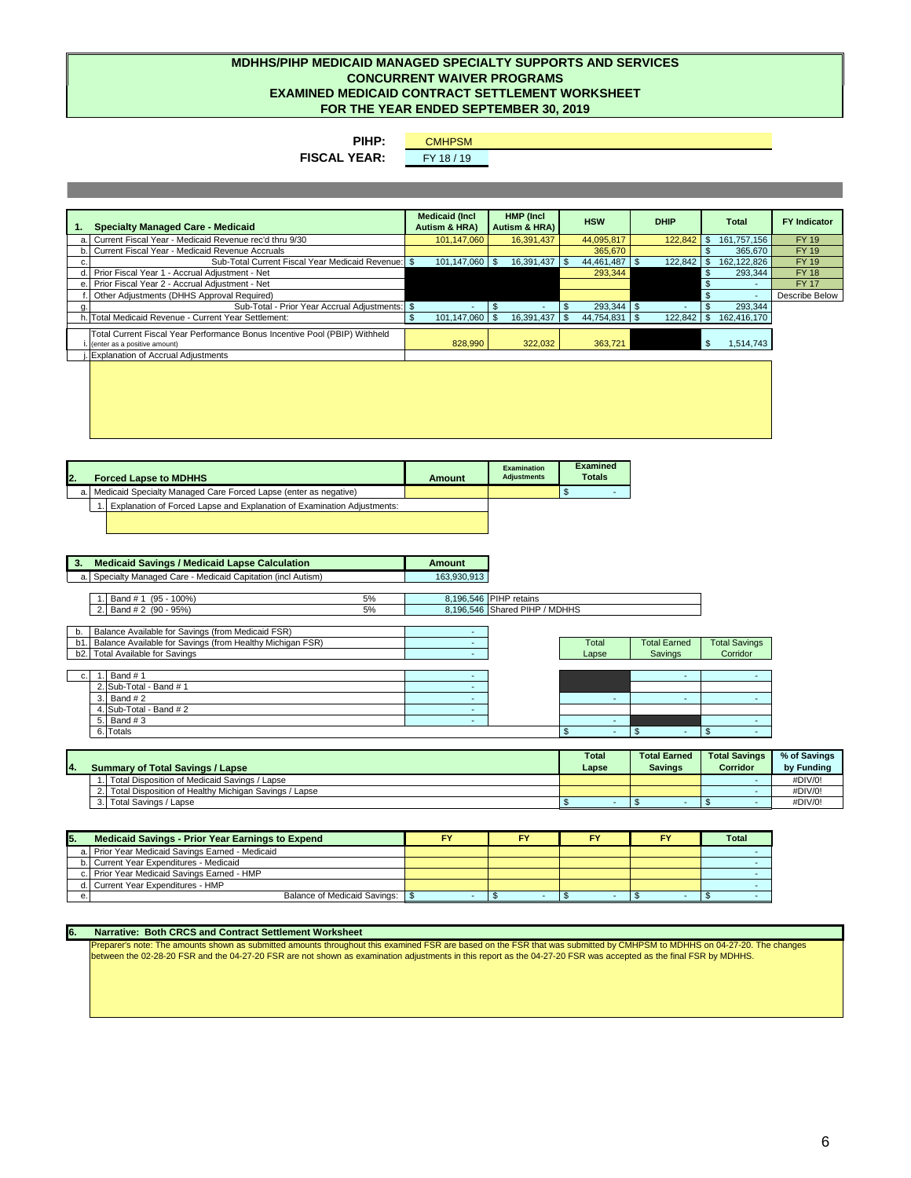# MDHHS/PIHP MEDICAID MANAGED SPECIALTY SUPPORTS AND SERVICES
## CONCURRENT WAIVER PROGRAMS
## EXAMINED MEDICAID CONTRACT SETTLEMENT WORKSHEET
## FOR THE YEAR ENDED SEPTEMBER 30, 2019

**PIHP:** CMHPSM
**FISCAL YEAR:** FY 18 / 19

| 1. | Specialty Managed Care - Medicaid | Medicaid (Incl Autism & HRA) | HMP (Incl Autism & HRA) | HSW | DHIP | Total | FY Indicator |
|---|---|---|---|---|---|---|---|
| a. | Current Fiscal Year - Medicaid Revenue rec'd thru 9/30 | 101,147,060 | 16,391,437 | 44,095,817 | 122,842 | $ 161,757,156 | FY 19 |
| b. | Current Fiscal Year - Medicaid Revenue Accruals | | | 365,670 | | $ 365,670 | FY 19 |
| c. | Sub-Total Current Fiscal Year Medicaid Revenue: | $ 101,147,060 | $ 16,391,437 | $ 44,461,487 | $ 122,842 | $ 162,122,826 | FY 19 |
| d. | Prior Fiscal Year 1 - Accrual Adjustment - Net | | | 293,344 | | $ 293,344 | FY 18 |
| e. | Prior Fiscal Year 2 - Accrual Adjustment - Net | | | | | $ - | FY 17 |
| f. | Other Adjustments (DHHS Approval Required) | | | | | $ - | Describe Below |
| g. | Sub-Total - Prior Year Accrual Adjustments: | $ - | $ - | $ 293,344 | $ - | $ 293,344 | |
| h. | Total Medicaid Revenue - Current Year Settlement: | $ 101,147,060 | $ 16,391,437 | $ 44,754,831 | $ 122,842 | $ 162,416,170 | |
| i. | Total Current Fiscal Year Performance Bonus Incentive Pool (PBIP) Withheld (enter as a positive amount) | 828,990 | 322,032 | 363,721 | | $ 1,514,743 | |
| j. | Explanation of Accrual Adjustments | | | | | | |

| 2. | Forced Lapse to MDHHS | Amount | Examination Adjustments | Examined Totals |
|---|---|---|---|---|
| a. | Medicaid Specialty Managed Care Forced Lapse (enter as negative) | | | $ - |
| 1. | Explanation of Forced Lapse and Explanation of Examination Adjustments: | | | |

| 3. | Medicaid Savings / Medicaid Lapse Calculation | | Amount | |
|---|---|---|---|---|
| a. | Specialty Managed Care - Medicaid Capitation (incl Autism) | | 163,930,913 | |
| 1. | Band # 1 (95 - 100%) | 5% | 8,196,546 | PIHP retains |
| 2. | Band # 2 (90 - 95%) | 5% | 8,196,546 | Shared PIHP / MDHHS |

| | | Amount | Total Lapse | Total Earned Savings | Total Savings Corridor |
|---|---|---|---|---|---|
| b. | Balance Available for Savings (from Medicaid FSR) | - | | | |
| b1. | Balance Available for Savings (from Healthy Michigan FSR) | - | | | |
| b2. | Total Available for Savings | - | | | |
| c. 1. | Band # 1 | - | | - | - |
| 2. | Sub-Total - Band # 1 | - | | | |
| 3. | Band # 2 | - | - | - | - |
| 4. | Sub-Total - Band # 2 | - | | | |
| 5. | Band # 3 | - | - | | - |
| 6. | Totals | | $ - | $ - | $ - |

| 4. | Summary of Total Savings / Lapse | Total Lapse | Total Earned Savings | Total Savings Corridor | % of Savings by Funding |
|---|---|---|---|---|---|
| 1. | Total Disposition of Medicaid Savings / Lapse | | | - | #DIV/0! |
| 2. | Total Disposition of Healthy Michigan Savings / Lapse | | | - | #DIV/0! |
| 3. | Total Savings / Lapse | $ - | $ - | $ - | #DIV/0! |

| 5. | Medicaid Savings - Prior Year Earnings to Expend | FY | FY | FY | FY | Total |
|---|---|---|---|---|---|---|
| a. | Prior Year Medicaid Savings Earned - Medicaid | | | | | - |
| b. | Current Year Expenditures - Medicaid | | | | | - |
| c. | Prior Year Medicaid Savings Earned - HMP | | | | | - |
| d. | Current Year Expenditures - HMP | | | | | - |
| e. | Balance of Medicaid Savings: | $ - | $ - | $ - | $ - | $ - |

**6. Narrative: Both CRCS and Contract Settlement Worksheet**

Preparer's note: The amounts shown as submitted amounts throughout this examined FSR are based on the FSR that was submitted by CMHPSM to MDHHS on 04-27-20. The changes between the 02-28-20 FSR and the 04-27-20 FSR are not shown as examination adjustments in this report as the 04-27-20 FSR was accepted as the final FSR by MDHHS.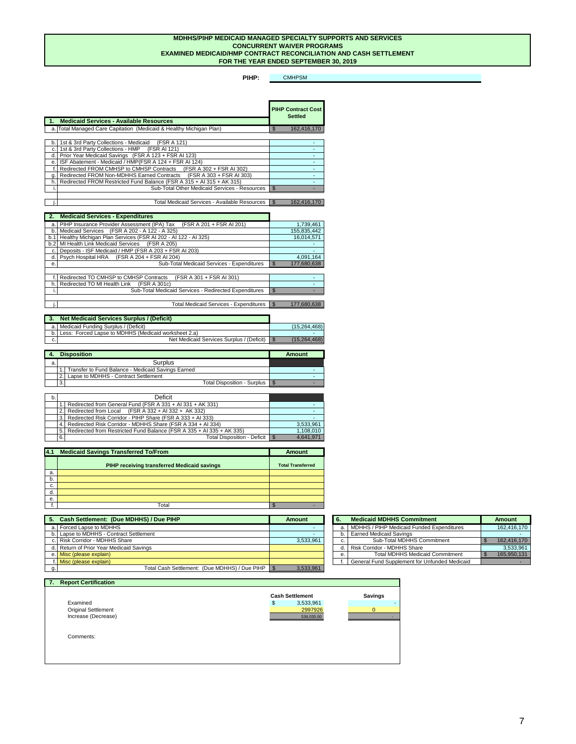# MDHHS/PIHP MEDICAID MANAGED SPECIALTY SUPPORTS AND SERVICES
## CONCURRENT WAIVER PROGRAMS
## EXAMINED MEDICAID/HMP CONTRACT RECONCILIATION AND CASH SETTLEMENT
## FOR THE YEAR ENDED SEPTEMBER 30, 2019

**PIHP:** CMHPSM

| | **1. Medicaid Services - Available Resources** | **PIHP Contract Cost Settled** |
|---|---|---|
| a. | Total Managed Care Capitation (Medicaid & Healthy Michigan Plan) | $ 162,416,170 |
| b. | 1st & 3rd Party Collections - Medicaid (FSR A 121) | - |
| c. | 1st & 3rd Party Collections - HMP (FSR AI 121) | - |
| d. | Prior Year Medicaid Savings (FSR A 123 + FSR AI 123) | - |
| e. | ISF Abatement - Medicaid / HMP(FSR A 124 + FSR AI 124) | - |
| f. | Redirected FROM CMHSP to CMHSP Contracts (FSR A 302 + FSR AI 302) | - |
| g. | Redirected FROM Non-MDHHS Earned Contracts (FSR A 303 + FSR AI 303) | - |
| h. | Redirected FROM Restricted Fund Balance (FSR A 315 + AI 315 + AK 315) | - |
| i. | Sub-Total Other Medicaid Services - Resources | $ - |
| j. | Total Medicaid Services - Available Resources | $ 162,416,170 |

| | **2. Medicaid Services - Expenditures** | |
|---|---|---|
| a. | PIHP Insurance Provider Assessment (IPA) Tax (FSR A 201 + FSR AI 201) | 1,739,461 |
| b. | Medicaid Services (FSR A 202 - A 122 - A 325) | 155,835,442 |
| b.1 | Healthy Michigan Plan Services (FSR AI 202 - AI 122 - AI 325) | 16,014,571 |
| b.2 | MI Health Link Medicaid Services (FSR A 205) | - |
| c. | Deposits - ISF Medicaid / HMP (FSR A 203 + FSR AI 203) | - |
| d. | Psych Hospital HRA (FSR A 204 + FSR AI 204) | 4,091,164 |
| e. | Sub-Total Medicaid Services - Expenditures | $ 177,680,638 |
| f. | Redirected TO CMHSP to CMHSP Contracts (FSR A 301 + FSR AI 301) | - |
| h. | Redirected TO MI Health Link (FSR A 301c) | - |
| i. | Sub-Total Medicaid Services - Redirected Expenditures | $ - |
| j. | Total Medicaid Services - Expenditures | $ 177,680,638 |

| | **3. Net Medicaid Services Surplus / (Deficit)** | |
|---|---|---|
| a. | Medicaid Funding Surplus / (Deficit) | (15,264,468) |
| b. | Less: Forced Lapse to MDHHS (Medicaid worksheet 2.a) | - |
| c. | Net Medicaid Services Surplus / (Deficit) | $ (15,264,468) |

| | **4. Disposition** | **Amount** |
|---|---|---|
| a. | Surplus | |
| | 1. Transfer to Fund Balance - Medicaid Savings Earned | - |
| | 2. Lapse to MDHHS - Contract Settlement | - |
| | 3. Total Disposition - Surplus | $ - |
| b. | Deficit | |
| | 1. Redirected from General Fund (FSR A 331 + AI 331 + AK 331) | - |
| | 2. Redirected from Local (FSR A 332 + AI 332 + AK 332) | - |
| | 3. Redirected Risk Corridor - PIHP Share (FSR A 333 + AI 333) | - |
| | 4. Redirected Risk Corridor - MDHHS Share (FSR A 334 + AI 334) | 3,533,961 |
| | 5. Redirected from Restricted Fund Balance (FSR A 335 + AI 335 + AK 335) | 1,108,010 |
| | 6. Total Disposition - Deficit | $ 4,641,971 |

| **4.1** | **Medicaid Savings Transferred To/From** | **Amount** |
|---|---|---|
| | **PIHP receiving transferred Medicaid savings** | **Total Transferred** |
| a. | | |
| b. | | |
| c. | | |
| d. | | |
| e. | | |
| f. | Total | $ - |

| | **5. Cash Settlement: (Due MDHHS) / Due PIHP** | **Amount** |
|---|---|---|
| a. | Forced Lapse to MDHHS | - |
| b. | Lapse to MDHHS - Contract Settlement | - |
| c. | Risk Corridor - MDHHS Share | 3,533,961 |
| d. | Return of Prior Year Medicaid Savings | |
| e. | Misc (please explain) | |
| f. | Misc (please explain) | |
| g. | Total Cash Settlement: (Due MDHHS) / Due PIHP | $ 3,533,961 |

| **6.** | **Medicaid MDHHS Commitment** | **Amount** |
|---|---|---|
| a. | MDHHS / PIHP Medicaid Funded Expenditures | 162,416,170 |
| b. | Earned Medicaid Savings | - |
| c. | Sub-Total MDHHS Commitment | $ 162,416,170 |
| d. | Risk Corridor - MDHHS Share | 3,533,961 |
| e. | Total MDHHS Medicaid Commitment | $ 165,950,131 |
| f. | General Fund Supplement for Unfunded Medicaid | - |

**7. Report Certification**

| | **Cash Settlement** | **Savings** |
|---|---|---|
| Examined | $ 3,533,961 | - |
| Original Settlement | 2997926 | 0 |
| Increase (Decrease) | 536,035.00 | - |

Comments: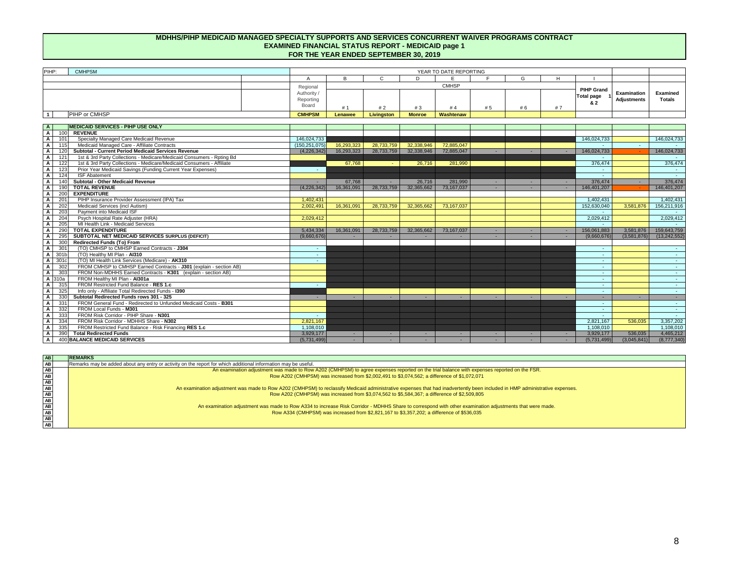# MDHHS/PIHP MEDICAID MANAGED SPECIALTY SUPPORTS AND SERVICES CONCURRENT WAIVER PROGRAMS CONTRACT
## EXAMINED FINANCIAL STATUS REPORT - MEDICAID page 1
## FOR THE YEAR ENDED SEPTEMBER 30, 2019

| PIHP: | CMHPSM | A | B | C | D | E | F | G | H | I | | |
|---|---|---|---|---|---|---|---|---|---|---|---|---|
| | | Regional Authority / Reporting Board | CMHSP # 1 | # 2 | # 3 | # 4 | # 5 | # 6 | # 7 | PIHP Grand Total page 1 & 2 | Examination Adjustments | Examined Totals |
| 1 | PIHP or CMHSP | CMHPSM | Lenawee | Livingston | Monroe | Washtenaw | | | | | | |
| A | MEDICAID SERVICES - PIHP USE ONLY | | | | | | | | | | | |
| A 100 | REVENUE | | | | | | | | | | | |
| A 101 | Specialty Managed Care Medicaid Revenue | 146,024,733 | | | | | | | | 146,024,733 | | 146,024,733 |
| A 115 | Medicaid Managed Care - Affiliate Contracts | (150,251,075) | 16,293,323 | 28,733,759 | 32,338,946 | 72,885,047 | | | | - | - | - |
| A 120 | Subtotal - Current Period Medicaid Services Revenue | (4,226,342) | 16,293,323 | 28,733,759 | 32,338,946 | 72,885,047 | - | - | - | 146,024,733 | - | 146,024,733 |
| A 121 | 1st & 3rd Party Collections - Medicare/Medicaid Consumers - Rpting Bd | | | | | | | | | - | | - |
| A 122 | 1st & 3rd Party Collections - Medicare/Medicaid Consumers - Affiliate | | 67,768 | - | 26,716 | 281,990 | | | | 376,474 | | 376,474 |
| A 123 | Prior Year Medicaid Savings (Funding Current Year Expenses) | - | | | | | | | | - | | - |
| A 124 | ISF Abatement | | | | | | | | | - | | - |
| A 140 | Subtotal - Other Medicaid Revenue | - | 67,768 | - | 26,716 | 281,990 | - | - | - | 376,474 | - | 376,474 |
| A 190 | TOTAL REVENUE | (4,226,342) | 16,361,091 | 28,733,759 | 32,365,662 | 73,167,037 | - | - | - | 146,401,207 | - | 146,401,207 |
| A 200 | EXPENDITURE | | | | | | | | | | | |
| A 201 | PIHP Insurance Provider Assessment (IPA) Tax | 1,402,431 | | | | | | | | 1,402,431 | | 1,402,431 |
| A 202 | Medicaid Services (incl Autism) | 2,002,491 | 16,361,091 | 28,733,759 | 32,365,662 | 73,167,037 | | | | 152,630,040 | 3,581,876 | 156,211,916 |
| A 203 | Payment into Medicaid ISF | | | | | | | | | - | | - |
| A 204 | Psych Hospital Rate Adjuster (HRA) | 2,029,412 | | | | | | | | 2,029,412 | | 2,029,412 |
| A 205 | MI Health Link - Medicaid Services | | | | | | | | | - | | - |
| A 290 | TOTAL EXPENDITURE | 5,434,334 | 16,361,091 | 28,733,759 | 32,365,662 | 73,167,037 | - | - | - | 156,061,883 | 3,581,876 | 159,643,759 |
| A 295 | SUBTOTAL NET MEDICAID SERVICES SURPLUS (DEFICIT) | (9,660,676) | - | - | - | - | - | - | - | (9,660,676) | (3,581,876) | (13,242,552) |
| A 300 | Redirected Funds (To) From | | | | | | | | | | | |
| A 301 | (TO) CMHSP to CMHSP Earned Contracts - J304 | - | | | | | | | | - | | - |
| A 301b | (TO) Healthy MI Plan - AI310 | - | | | | | | | | - | | - |
| A 301c | (TO) MI Health Link Services (Medicare) - AK310 | - | | | | | | | | - | | - |
| A 302 | FROM CMHSP to CMHSP Earned Contracts - J301 (explain - section AB) | | | | | | | | | - | | - |
| A 303 | FROM Non-MDHHS Earned Contracts - K301 (explain - section AB) | | | | | | | | | - | | - |
| A 310a | FROM Healthy MI Plan - AI301a | | | | | | | | | - | | - |
| A 315 | FROM Restricted Fund Balance - RES 1.c | - | | | | | | | | - | | - |
| A 325 | Info only - Affiliate Total Redirected Funds - I390 | | | | | | | | | - | | - |
| A 330 | Subtotal Redirected Funds rows 301 - 325 | - | - | - | - | - | - | - | - | - | - | - |
| A 331 | FROM General Fund - Redirected to Unfunded Medicaid Costs - B301 | | | | | | | | | - | | - |
| A 332 | FROM Local Funds - M301 | | | | | | | | | - | | - |
| A 333 | FROM Risk Corridor - PIHP Share - N301 | - | | | | | | | | - | | - |
| A 334 | FROM Risk Corridor - MDHHS Share - N302 | 2,821,167 | | | | | | | | 2,821,167 | 536,035 | 3,357,202 |
| A 335 | FROM Restricted Fund Balance - Risk Financing RES 1.c | 1,108,010 | | | | | | | | 1,108,010 | | 1,108,010 |
| A 390 | Total Redirected Funds | 3,929,177 | - | - | - | - | - | - | - | 3,929,177 | 536,035 | 4,465,212 |
| A 400 | BALANCE MEDICAID SERVICES | (5,731,499) | - | - | - | - | - | - | - | (5,731,499) | (3,045,841) | (8,777,340) |

**AB — REMARKS**

Remarks may be added about any entry or activity on the report for which additional information may be useful.

An examination adjustment was made to Row A202 (CMHPSM) to agree expenses reported on the trial balance with expenses reported on the FSR.
Row A202 (CMHPSM) was increased from $2,002,491 to $3,074,562; a difference of $1,072,071

An examination adjustment was made to Row A202 (CMHPSM) to reclassify Medicaid administrative expenses that had inadvertently been included in HMP administrative expenses.
Row A202 (CMHPSM) was increased from $3,074,562 to $5,584,367; a difference of $2,509,805

An examination adjustment was made to Row A334 to increase Risk Corridor - MDHHS Share to correspond with other examination adjustments that were made.
Row A334 (CMHPSM) was increased from $2,821,167 to $3,357,202; a difference of $536,035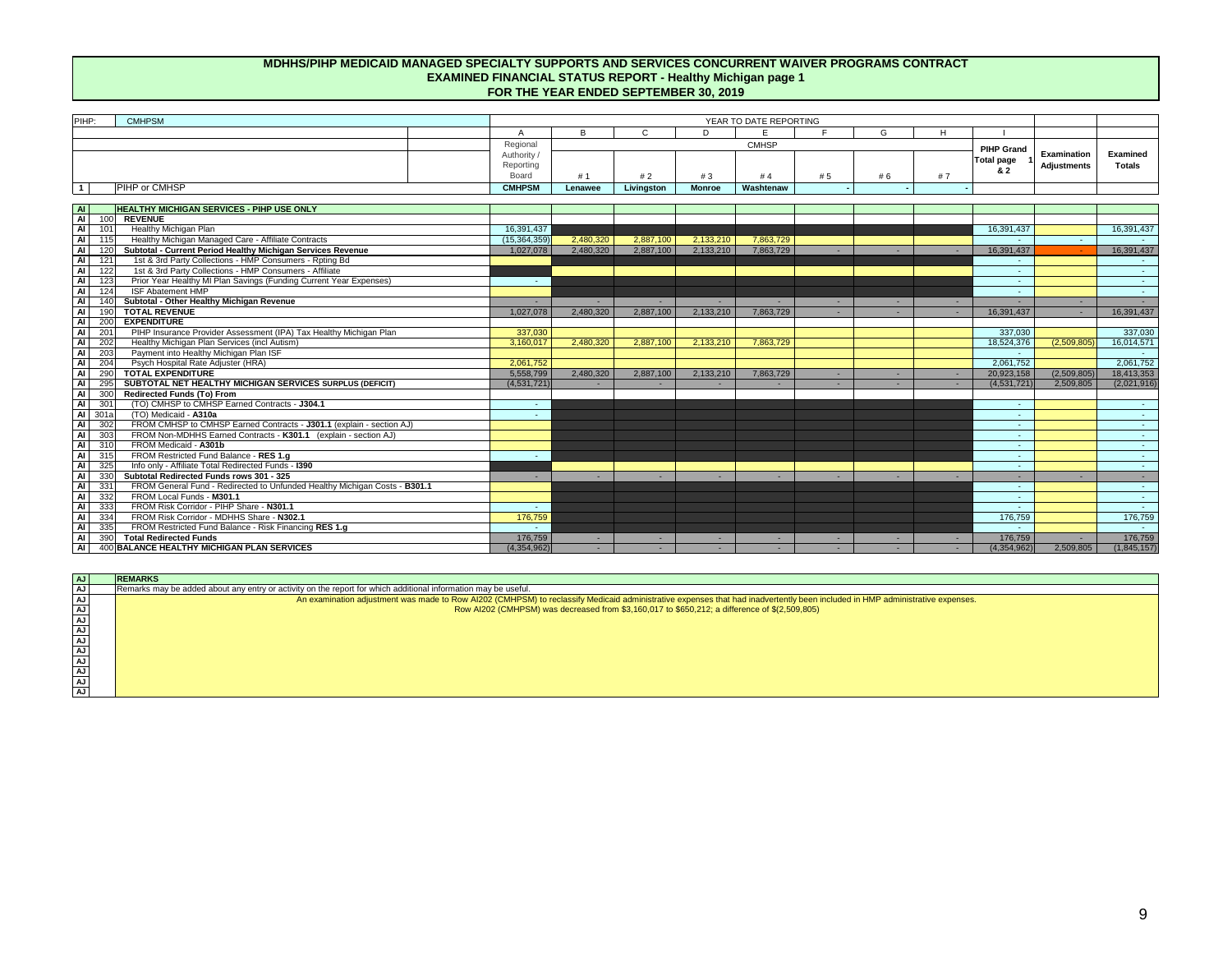# MDHHS/PIHP MEDICAID MANAGED SPECIALTY SUPPORTS AND SERVICES CONCURRENT WAIVER PROGRAMS CONTRACT
## EXAMINED FINANCIAL STATUS REPORT - Healthy Michigan page 1
## FOR THE YEAR ENDED SEPTEMBER 30, 2019

PIHP: CMHPSM

| | | | A | B | C | D | E | F | G | H | I | | |
|---|---|---|---|---|---|---|---|---|---|---|---|---|---|
| | | | | YEAR TO DATE REPORTING | | | | | | | | | |
| | | | Regional Authority / Reporting Board | CMHSP | | | | | | | PIHP Grand Total page 1 & 2 | Examination Adjustments | Examined Totals |
| | | | | # 1 | # 2 | # 3 | # 4 | # 5 | # 6 | # 7 | | | |
| 1 | | PIHP or CMHSP | CMHPSM | Lenawee | Livingston | Monroe | Washtenaw | - | - | - | | | |
| AI | | **HEALTHY MICHIGAN SERVICES - PIHP USE ONLY** | | | | | | | | | | | |
| AI | 100 | **REVENUE** | | | | | | | | | | | |
| AI | 101 | Healthy Michigan Plan | 16,391,437 | | | | | | | | 16,391,437 | | 16,391,437 |
| AI | 115 | Healthy Michigan Managed Care - Affiliate Contracts | (15,364,359) | 2,480,320 | 2,887,100 | 2,133,210 | 7,863,729 | | | | - | - | - |
| AI | 120 | **Subtotal - Current Period Healthy Michigan Services Revenue** | 1,027,078 | 2,480,320 | 2,887,100 | 2,133,210 | 7,863,729 | - | - | - | 16,391,437 | - | 16,391,437 |
| AI | 121 | 1st & 3rd Party Collections - HMP Consumers - Rpting Bd | | | | | | | | | - | | - |
| AI | 122 | 1st & 3rd Party Collections - HMP Consumers - Affiliate | | | | | | | | | - | | - |
| AI | 123 | Prior Year Healthy MI Plan Savings (Funding Current Year Expenses) | - | | | | | | | | - | | - |
| AI | 124 | ISF Abatement HMP | | | | | | | | | - | | - |
| AI | 140 | **Subtotal - Other Healthy Michigan Revenue** | - | - | - | - | - | - | - | - | - | - | - |
| AI | 190 | **TOTAL REVENUE** | 1,027,078 | 2,480,320 | 2,887,100 | 2,133,210 | 7,863,729 | - | - | - | 16,391,437 | - | 16,391,437 |
| AI | 200 | **EXPENDITURE** | | | | | | | | | | | |
| AI | 201 | PIHP Insurance Provider Assessment (IPA) Tax Healthy Michigan Plan | 337,030 | | | | | | | | 337,030 | | 337,030 |
| AI | 202 | Healthy Michigan Plan Services (incl Autism) | 3,160,017 | 2,480,320 | 2,887,100 | 2,133,210 | 7,863,729 | | | | 18,524,376 | (2,509,805) | 16,014,571 |
| AI | 203 | Payment into Healthy Michigan Plan ISF | | | | | | | | | - | | - |
| AI | 204 | Psych Hospital Rate Adjuster (HRA) | 2,061,752 | | | | | | | | 2,061,752 | | 2,061,752 |
| AI | 290 | **TOTAL EXPENDITURE** | 5,558,799 | 2,480,320 | 2,887,100 | 2,133,210 | 7,863,729 | - | - | - | 20,923,158 | (2,509,805) | 18,413,353 |
| AI | 295 | **SUBTOTAL NET HEALTHY MICHIGAN SERVICES SURPLUS (DEFICIT)** | (4,531,721) | - | - | - | - | - | - | - | (4,531,721) | 2,509,805 | (2,021,916) |
| AI | 300 | **Redirected Funds (To) From** | | | | | | | | | | | |
| AI | 301 | (TO) CMHSP to CMHSP Earned Contracts - **J304.1** | - | | | | | | | | - | | - |
| AI | 301a | (TO) Medicaid - **A310a** | - | | | | | | | | - | | - |
| AI | 302 | FROM CMHSP to CMHSP Earned Contracts - **J301.1** (explain - section AJ) | | | | | | | | | - | | - |
| AI | 303 | FROM Non-MDHHS Earned Contracts - **K301.1** (explain - section AJ) | | | | | | | | | - | | - |
| AI | 310 | FROM Medicaid - **A301b** | | | | | | | | | - | | - |
| AI | 315 | FROM Restricted Fund Balance - **RES 1.g** | - | | | | | | | | - | | - |
| AI | 325 | Info only - Affiliate Total Redirected Funds - **I390** | | | | | | | | | - | | - |
| AI | 330 | **Subtotal Redirected Funds rows 301 - 325** | - | - | - | - | - | - | - | - | - | - | - |
| AI | 331 | FROM General Fund - Redirected to Unfunded Healthy Michigan Costs - **B301.1** | | | | | | | | | - | | - |
| AI | 332 | FROM Local Funds - **M301.1** | | | | | | | | | - | | - |
| AI | 333 | FROM Risk Corridor - PIHP Share - **N301.1** | - | | | | | | | | - | | - |
| AI | 334 | FROM Risk Corridor - MDHHS Share - **N302.1** | 176,759 | | | | | | | | 176,759 | | 176,759 |
| AI | 335 | FROM Restricted Fund Balance - Risk Financing **RES 1.g** | - | | | | | | | | - | | - |
| AI | 390 | **Total Redirected Funds** | 176,759 | - | - | - | - | - | - | - | 176,759 | - | 176,759 |
| AI | 400 | **BALANCE HEALTHY MICHIGAN PLAN SERVICES** | (4,354,962) | - | - | - | - | - | - | - | (4,354,962) | 2,509,805 | (1,845,157) |

| AJ | **REMARKS** |
|---|---|
| AJ | Remarks may be added about any entry or activity on the report for which additional information may be useful. |
| AJ | An examination adjustment was made to Row AI202 (CMHPSM) to reclassify Medicaid administrative expenses that had inadvertently been included in HMP administrative expenses. Row AI202 (CMHPSM) was decreased from $3,160,017 to $650,212; a difference of $(2,509,805) |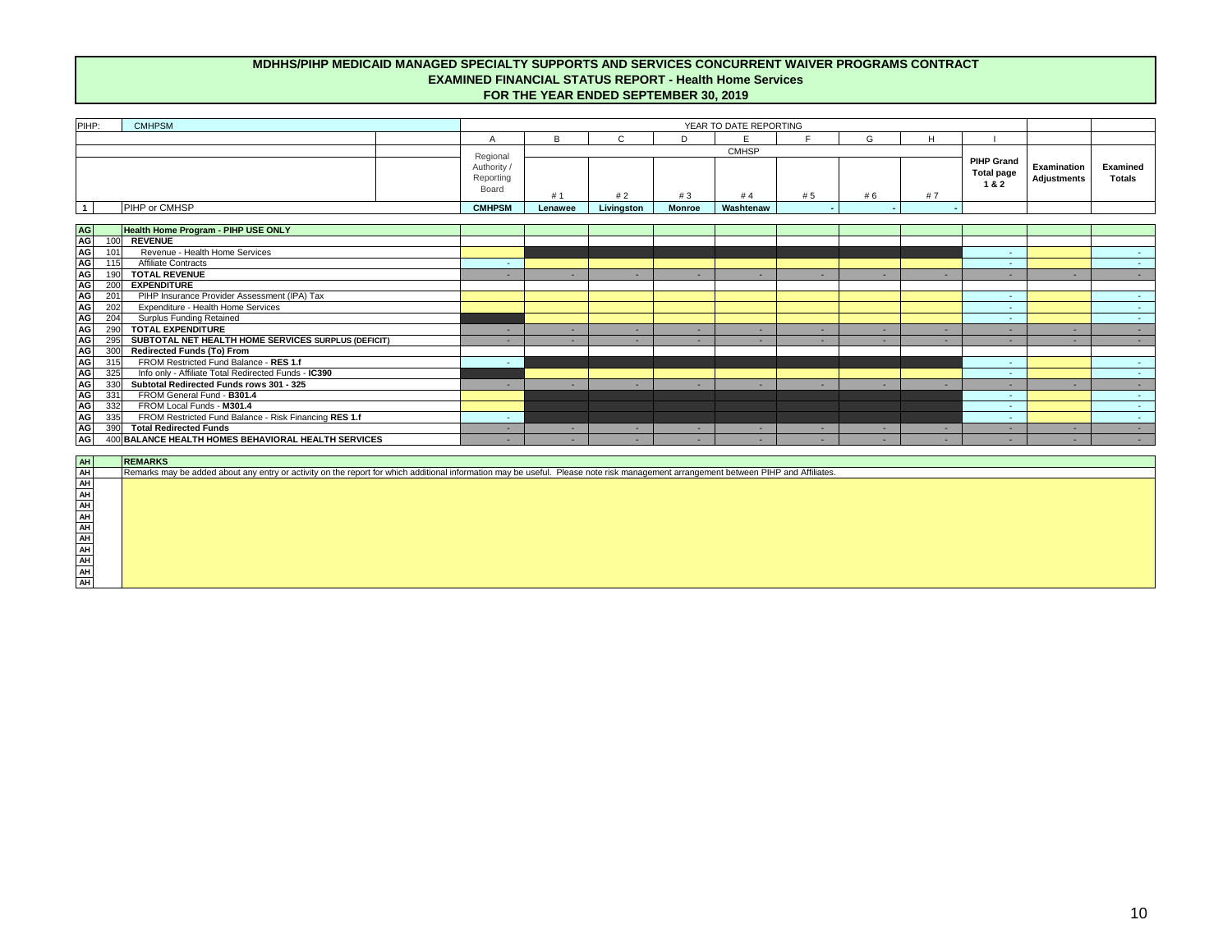# MDHHS/PIHP MEDICAID MANAGED SPECIALTY SUPPORTS AND SERVICES CONCURRENT WAIVER PROGRAMS CONTRACT
## EXAMINED FINANCIAL STATUS REPORT - Health Home Services
## FOR THE YEAR ENDED SEPTEMBER 30, 2019

| PIHP: CMHPSM | | | YEAR TO DATE REPORTING | | | | | | | | | | |
|---|---|---|---|---|---|---|---|---|---|---|---|---|---|
| | | | A | B | C | D | E | F | G | H | I | | |
| | | | Regional Authority / Reporting Board | CMHSP | | | | | | | PIHP Grand Total page 1 & 2 | Examination Adjustments | Examined Totals |
| | | | | # 1 | # 2 | # 3 | # 4 | # 5 | # 6 | # 7 | | | |
| 1 | | PIHP or CMHSP | CMHPSM | Lenawee | Livingston | Monroe | Washtenaw | - | - | - | | | |
| AG | | **Health Home Program - PIHP USE ONLY** | | | | | | | | | | | |
| AG | 100 | **REVENUE** | | | | | | | | | | | |
| AG | 101 | Revenue - Health Home Services | | | | | | | | | - | | - |
| AG | 115 | Affiliate Contracts | - | | | | | | | | - | | - |
| AG | 190 | **TOTAL REVENUE** | - | - | - | - | - | - | - | - | - | - | - |
| AG | 200 | **EXPENDITURE** | | | | | | | | | | | |
| AG | 201 | PIHP Insurance Provider Assessment (IPA) Tax | | | | | | | | | - | | - |
| AG | 202 | Expenditure - Health Home Services | | | | | | | | | - | | - |
| AG | 204 | Surplus Funding Retained | | | | | | | | | - | | - |
| AG | 290 | **TOTAL EXPENDITURE** | - | - | - | - | - | - | - | - | - | - | - |
| AG | 295 | **SUBTOTAL NET HEALTH HOME SERVICES SURPLUS (DEFICIT)** | - | - | - | - | - | - | - | - | - | - | - |
| AG | 300 | **Redirected Funds (To) From** | | | | | | | | | | | |
| AG | 315 | FROM Restricted Fund Balance - **RES 1.f** | - | | | | | | | | - | | - |
| AG | 325 | Info only - Affiliate Total Redirected Funds - **IC390** | | | | | | | | | - | | - |
| AG | 330 | **Subtotal Redirected Funds rows 301 - 325** | - | - | - | - | - | - | - | - | - | - | - |
| AG | 331 | FROM General Fund - **B301.4** | | | | | | | | | - | | - |
| AG | 332 | FROM Local Funds - **M301.4** | | | | | | | | | - | | - |
| AG | 335 | FROM Restricted Fund Balance - Risk Financing **RES 1.f** | - | | | | | | | | - | | - |
| AG | 390 | **Total Redirected Funds** | - | - | - | - | - | - | - | - | - | - | - |
| AG | 400 | **BALANCE HEALTH HOMES BEHAVIORAL HEALTH SERVICES** | - | - | - | - | - | - | - | - | - | - | - |

| AH | **REMARKS** |
|---|---|
| AH | Remarks may be added about any entry or activity on the report for which additional information may be useful. Please note risk management arrangement between PIHP and Affiliates. |
| AH | |
| AH | |
| AH | |
| AH | |
| AH | |
| AH | |
| AH | |
| AH | |
| AH | |
| AH | |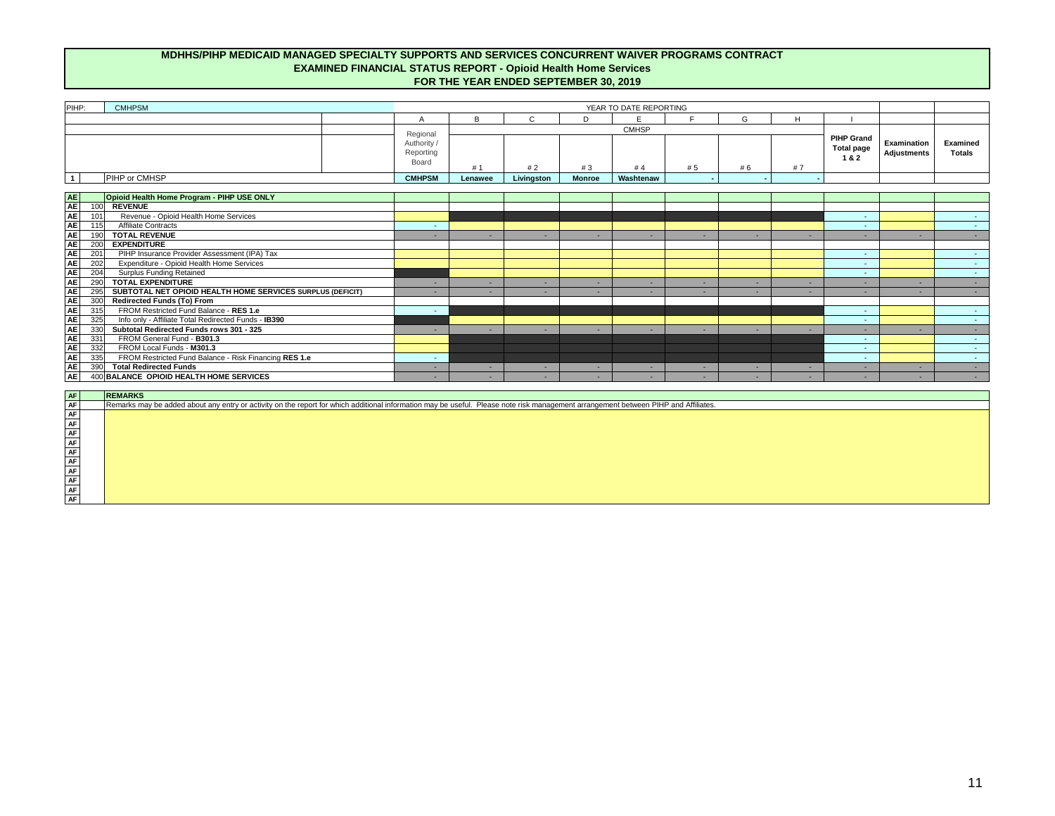# MDHHS/PIHP MEDICAID MANAGED SPECIALTY SUPPORTS AND SERVICES CONCURRENT WAIVER PROGRAMS CONTRACT
## EXAMINED FINANCIAL STATUS REPORT - Opioid Health Home Services
## FOR THE YEAR ENDED SEPTEMBER 30, 2019

| PIHP: | | CMHPSM | A | B | C | D | E | F | G | H | I | | |
|---|---|---|---|---|---|---|---|---|---|---|---|---|---|
| | | | | YEAR TO DATE REPORTING | | | | | | | | | |
| | | | Regional Authority / Reporting Board | CMHSP # 1 | # 2 | # 3 | # 4 | # 5 | # 6 | # 7 | PIHP Grand Total page 1 & 2 | Examination Adjustments | Examined Totals |
| 1 | | PIHP or CMHSP | CMHPSM | Lenawee | Livingston | Monroe | Washtenaw | - | - | - | | | |
| AE | | **Opioid Health Home Program - PIHP USE ONLY** | | | | | | | | | | | |
| AE | 100 | **REVENUE** | | | | | | | | | | | |
| AE | 101 | Revenue - Opioid Health Home Services | | | | | | | | | - | | - |
| AE | 115 | Affiliate Contracts | - | | | | | | | | - | | - |
| AE | 190 | **TOTAL REVENUE** | - | - | - | - | - | - | - | - | - | - | - |
| AE | 200 | **EXPENDITURE** | | | | | | | | | | | |
| AE | 201 | PIHP Insurance Provider Assessment (IPA) Tax | | | | | | | | | - | | - |
| AE | 202 | Expenditure - Opioid Health Home Services | | | | | | | | | - | | - |
| AE | 204 | Surplus Funding Retained | | | | | | | | | - | | - |
| AE | 290 | **TOTAL EXPENDITURE** | - | - | - | - | - | - | - | - | - | - | - |
| AE | 295 | **SUBTOTAL NET OPIOID HEALTH HOME SERVICES SURPLUS (DEFICIT)** | - | - | - | - | - | - | - | - | - | - | - |
| AE | 300 | **Redirected Funds (To) From** | | | | | | | | | | | |
| AE | 315 | FROM Restricted Fund Balance - **RES 1.e** | - | | | | | | | | - | | - |
| AE | 325 | Info only - Affiliate Total Redirected Funds - **IB390** | | | | | | | | | - | | - |
| AE | 330 | **Subtotal Redirected Funds rows 301 - 325** | - | - | - | - | - | - | - | - | - | - | - |
| AE | 331 | FROM General Fund - **B301.3** | | | | | | | | | - | | - |
| AE | 332 | FROM Local Funds - **M301.3** | | | | | | | | | - | | - |
| AE | 335 | FROM Restricted Fund Balance - Risk Financing **RES 1.e** | - | | | | | | | | - | | - |
| AE | 390 | **Total Redirected Funds** | - | - | - | - | - | - | - | - | - | - | - |
| AE | 400 | **BALANCE OPIOID HEALTH HOME SERVICES** | - | - | - | - | - | - | - | - | - | - | - |

| AF | **REMARKS** |
|---|---|
| AF | Remarks may be added about any entry or activity on the report for which additional information may be useful. Please note risk management arrangement between PIHP and Affiliates. |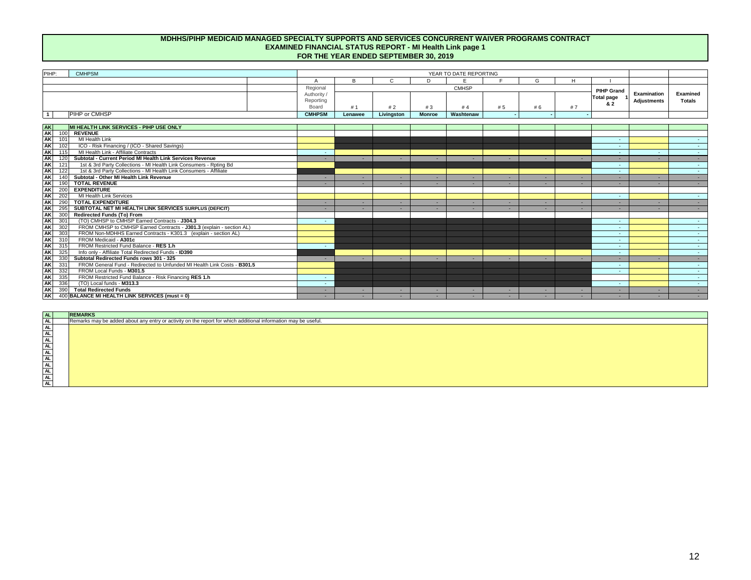# MDHHS/PIHP MEDICAID MANAGED SPECIALTY SUPPORTS AND SERVICES CONCURRENT WAIVER PROGRAMS CONTRACT
## EXAMINED FINANCIAL STATUS REPORT - MI Health Link page 1
## FOR THE YEAR ENDED SEPTEMBER 30, 2019

| PIHP: | | CMHPSM | YEAR TO DATE REPORTING | | | | | | | | | | |
|---|---|---|---|---|---|---|---|---|---|---|---|---|---|
| | | | A | B | C | D | E | F | G | H | I | | |
| | | | Regional Authority / Reporting Board | CMHSP | | | | | | | PIHP Grand Total page 1 & 2 | Examination Adjustments | Examined Totals |
| | | | | # 1 | # 2 | # 3 | # 4 | # 5 | # 6 | # 7 | | | |
| 1 | | PIHP or CMHSP | CMHPSM | Lenawee | Livingston | Monroe | Washtenaw | - | - | - | | | |
| AK | | **MI HEALTH LINK SERVICES - PIHP USE ONLY** | | | | | | | | | | | |
| AK | 100 | **REVENUE** | | | | | | | | | | | |
| AK | 101 | MI Health Link | | | | | | | | | - | | - |
| AK | 102 | ICO - Risk Financing / (ICO - Shared Savings) | | | | | | | | | - | | - |
| AK | 115 | MI Health Link - Affiliate Contracts | - | | | | | | | | - | - | - |
| AK | 120 | **Subtotal - Current Period MI Health Link Services Revenue** | - | - | - | - | - | - | - | - | - | - | - |
| AK | 121 | 1st & 3rd Party Collections - MI Health Link Consumers - Rpting Bd | | | | | | | | | - | | - |
| AK | 122 | 1st & 3rd Party Collections - MI Health Link Consumers - Affiliate | | | | | | | | | - | | - |
| AK | 140 | **Subtotal - Other MI Health Link Revenue** | - | - | - | - | - | - | - | - | - | - | - |
| AK | 190 | **TOTAL REVENUE** | - | - | - | - | - | - | - | - | - | - | - |
| AK | 200 | **EXPENDITURE** | | | | | | | | | | | |
| AK | 202 | MI Health Link Services | | | | | | | | | - | | - |
| AK | 290 | **TOTAL EXPENDITURE** | - | - | - | - | - | - | - | - | - | - | - |
| AK | 295 | **SUBTOTAL NET MI HEALTH LINK SERVICES SURPLUS (DEFICIT)** | - | - | - | - | - | - | - | - | - | - | - |
| AK | 300 | **Redirected Funds (To) From** | | | | | | | | | | | |
| AK | 301 | (TO) CMHSP to CMHSP Earned Contracts - **J304.3** | - | | | | | | | | - | | - |
| AK | 302 | FROM CMHSP to CMHSP Earned Contracts - **J301.3** (explain - section AL) | | | | | | | | | - | | - |
| AK | 303 | FROM Non-MDHHS Earned Contracts - K301.3 (explain - section AL) | | | | | | | | | - | | - |
| AK | 310 | FROM Medicaid - **A301c** | | | | | | | | | - | | - |
| AK | 315 | FROM Restricted Fund Balance - **RES 1.h** | - | | | | | | | | - | | - |
| AK | 325 | Info only - Affiliate Total Redirected Funds - **ID390** | | | | | | | | | - | | - |
| AK | 330 | **Subtotal Redirected Funds rows 301 - 325** | - | - | - | - | - | - | - | - | - | - | - |
| AK | 331 | FROM General Fund - Redirected to Unfunded MI Health Link Costs - **B301.5** | | | | | | | | | - | | - |
| AK | 332 | FROM Local Funds - **M301.5** | | | | | | | | | - | | - |
| AK | 335 | FROM Restricted Fund Balance - Risk Financing **RES 1.h** | - | | | | | | | | | | - |
| AK | 336 | (TO) Local funds - **M313.3** | - | | | | | | | | - | | - |
| AK | 390 | **Total Redirected Funds** | - | - | - | - | - | - | - | - | - | - | - |
| AK | 400 | **BALANCE MI HEALTH LINK SERVICES (must = 0)** | - | - | - | - | - | - | - | - | - | - | - |

| AL | | **REMARKS** |
|---|---|---|
| AL | | Remarks may be added about any entry or activity on the report for which additional information may be useful. |
| AL | | |
| AL | | |
| AL | | |
| AL | | |
| AL | | |
| AL | | |
| AL | | |
| AL | | |
| AL | | |
| AL | | |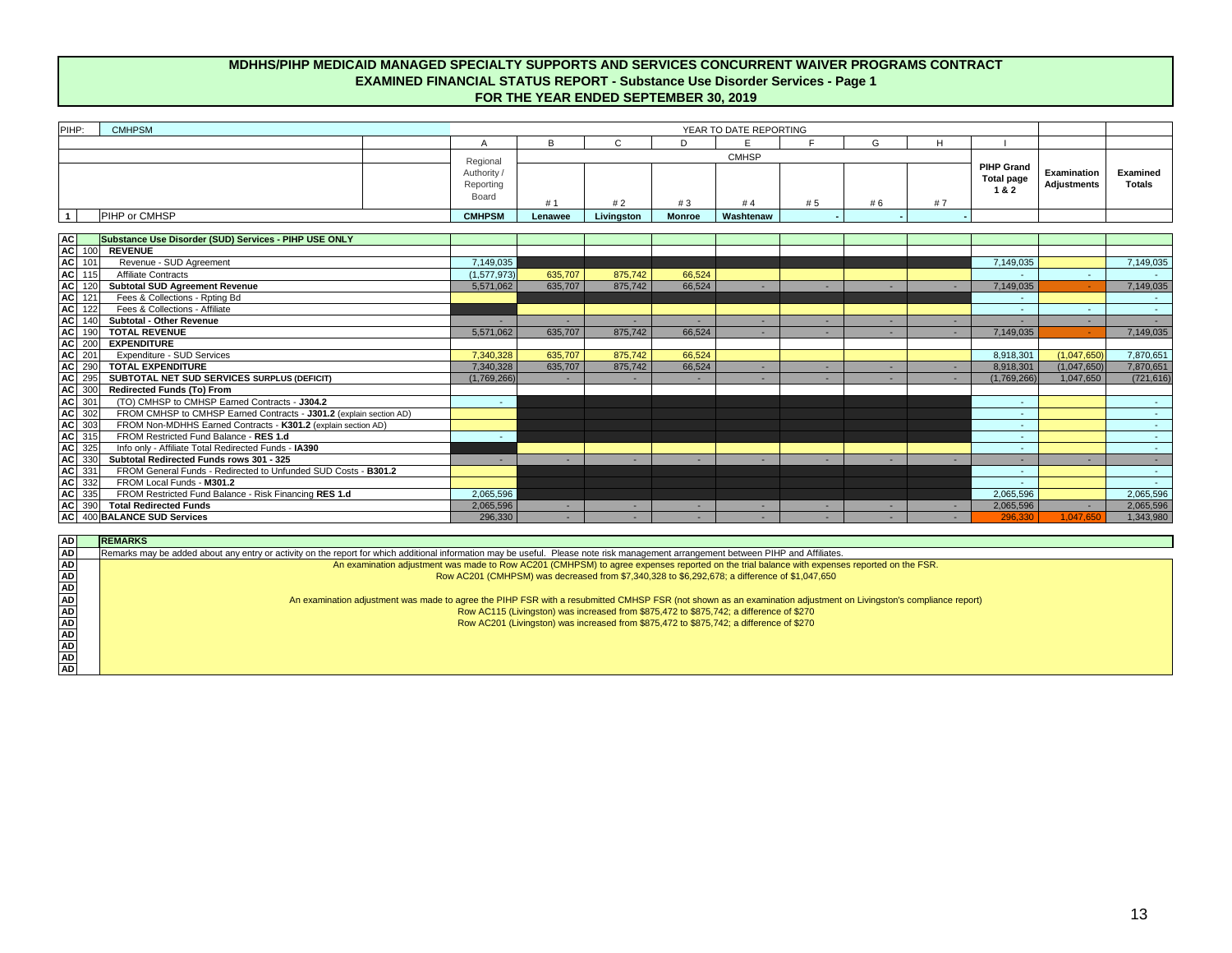# MDHHS/PIHP MEDICAID MANAGED SPECIALTY SUPPORTS AND SERVICES CONCURRENT WAIVER PROGRAMS CONTRACT
## EXAMINED FINANCIAL STATUS REPORT - Substance Use Disorder Services - Page 1
## FOR THE YEAR ENDED SEPTEMBER 30, 2019

| PIHP: CMHPSM | | YEAR TO DATE REPORTING | | | | | | | | | | |
|---|---|---|---|---|---|---|---|---|---|---|---|---|
| | | A | B | C | D | E | F | G | H | I | | |
| | | Regional Authority / Reporting Board | CMHSP | | | | | | | PIHP Grand Total page 1 & 2 | Examination Adjustments | Examined Totals |
| | | | # 1 | # 2 | # 3 | # 4 | # 5 | # 6 | # 7 | | | |
| 1 | PIHP or CMHSP | CMHPSM | Lenawee | Livingston | Monroe | Washtenaw | - | - | - | | | |
| AC | **Substance Use Disorder (SUD) Services - PIHP USE ONLY** | | | | | | | | | | | |
| AC 100 | **REVENUE** | | | | | | | | | | | |
| AC 101 | Revenue - SUD Agreement | 7,149,035 | | | | | | | | 7,149,035 | | 7,149,035 |
| AC 115 | Affiliate Contracts | (1,577,973) | 635,707 | 875,742 | 66,524 | | | | | - | - | - |
| AC 120 | **Subtotal SUD Agreement Revenue** | 5,571,062 | 635,707 | 875,742 | 66,524 | - | - | - | - | 7,149,035 | - | 7,149,035 |
| AC 121 | Fees & Collections - Rpting Bd | | | | | | | | | - | | - |
| AC 122 | Fees & Collections - Affiliate | | | | | | | | | - | - | - |
| AC 140 | **Subtotal - Other Revenue** | - | - | - | - | - | - | - | - | - | - | - |
| AC 190 | **TOTAL REVENUE** | 5,571,062 | 635,707 | 875,742 | 66,524 | - | - | - | - | 7,149,035 | - | 7,149,035 |
| AC 200 | **EXPENDITURE** | | | | | | | | | | | |
| AC 201 | Expenditure - SUD Services | 7,340,328 | 635,707 | 875,742 | 66,524 | | | | | 8,918,301 | (1,047,650) | 7,870,651 |
| AC 290 | **TOTAL EXPENDITURE** | 7,340,328 | 635,707 | 875,742 | 66,524 | - | - | - | - | 8,918,301 | (1,047,650) | 7,870,651 |
| AC 295 | **SUBTOTAL NET SUD SERVICES SURPLUS (DEFICIT)** | (1,769,266) | - | - | - | - | - | - | - | (1,769,266) | 1,047,650 | (721,616) |
| AC 300 | **Redirected Funds (To) From** | | | | | | | | | | | |
| AC 301 | (TO) CMHSP to CMHSP Earned Contracts - **J304.2** | - | | | | | | | | - | | - |
| AC 302 | FROM CMHSP to CMHSP Earned Contracts - **J301.2** (explain section AD) | | | | | | | | | - | | - |
| AC 303 | FROM Non-MDHHS Earned Contracts - **K301.2** (explain section AD) | | | | | | | | | - | | - |
| AC 315 | FROM Restricted Fund Balance - **RES 1.d** | - | | | | | | | | - | | - |
| AC 325 | Info only - Affiliate Total Redirected Funds - **IA390** | | | | | | | | | - | | - |
| AC 330 | **Subtotal Redirected Funds rows 301 - 325** | - | - | - | - | - | - | - | - | - | - | - |
| AC 331 | FROM General Funds - Redirected to Unfunded SUD Costs - **B301.2** | | | | | | | | | - | | - |
| AC 332 | FROM Local Funds - **M301.2** | | | | | | | | | - | | - |
| AC 335 | FROM Restricted Fund Balance - Risk Financing **RES 1.d** | 2,065,596 | | | | | | | | 2,065,596 | | 2,065,596 |
| AC 390 | **Total Redirected Funds** | 2,065,596 | - | - | - | - | - | - | - | 2,065,596 | - | 2,065,596 |
| AC 400 | **BALANCE SUD Services** | 296,330 | - | - | - | - | - | - | - | 296,330 | 1,047,650 | 1,343,980 |

**REMARKS**

Remarks may be added about any entry or activity on the report for which additional information may be useful. Please note risk management arrangement between PIHP and Affiliates.

An examination adjustment was made to Row AC201 (CMHPSM) to agree expenses reported on the trial balance with expenses reported on the FSR.
Row AC201 (CMHPSM) was decreased from $7,340,328 to $6,292,678; a difference of $1,047,650

An examination adjustment was made to agree the PIHP FSR with a resubmitted CMHSP FSR (not shown as an examination adjustment on Livingston's compliance report)
Row AC115 (Livingston) was increased from $875,472 to $875,742; a difference of $270
Row AC201 (Livingston) was increased from $875,472 to $875,742; a difference of $270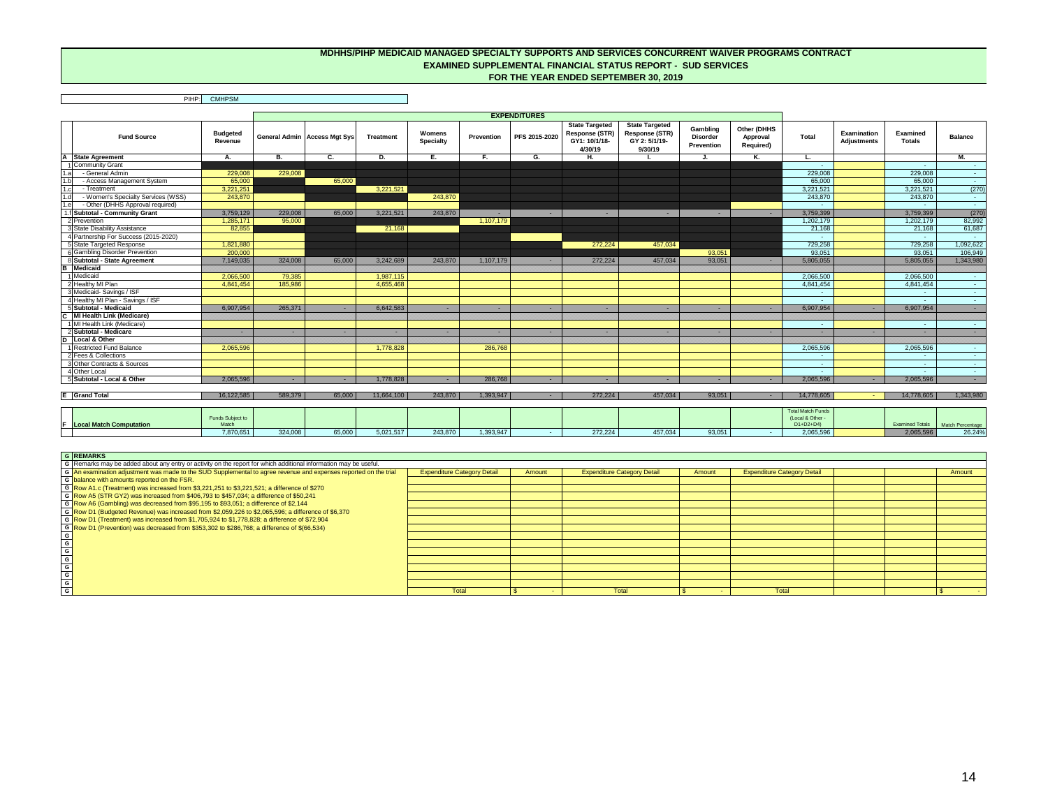# MDHHS/PIHP MEDICAID MANAGED SPECIALTY SUPPORTS AND SERVICES CONCURRENT WAIVER PROGRAMS CONTRACT
## EXAMINED SUPPLEMENTAL FINANCIAL STATUS REPORT - SUD SERVICES
### FOR THE YEAR ENDED SEPTEMBER 30, 2019

PIHP: CMHPSM

| | Fund Source | Budgeted Revenue | General Admin | Access Mgt Sys | Treatment | Womens Specialty | Prevention | PFS 2015-2020 | State Targeted Response (STR) GY1: 10/1/18-4/30/19 | State Targeted Response (STR) GY 2: 5/1/19-9/30/19 | Gambling Disorder Prevention | Other (DHHS Approval Required) | Total | Examination Adjustments | Examined Totals | Balance |
|---|---|---|---|---|---|---|---|---|---|---|---|---|---|---|---|---|
| | | | EXPENDITURES | | | | | | | | | | | | | |
| A | State Agreement | A. | B. | C. | D. | E. | F. | G. | H. | I. | J. | K. | L. | | | M. |
| 1 | Community Grant | | | | | | | | | | | | - | | - | - |
| 1.a | - General Admin | 229,008 | 229,008 | | | | | | | | | | 229,008 | | 229,008 | - |
| 1.b | - Access Management System | 65,000 | | 65,000 | | | | | | | | | 65,000 | | 65,000 | - |
| 1.c | - Treatment | 3,221,251 | | | 3,221,521 | | | | | | | | 3,221,521 | | 3,221,521 | (270) |
| 1.d | - Women's Specialty Services (WSS) | 243,870 | | | | 243,870 | | | | | | | 243,870 | | 243,870 | - |
| 1.e | - Other (DHHS Approval required) | | | | | | | | | | | | - | | - | - |
| 1.f | Subtotal - Community Grant | 3,759,129 | 229,008 | 65,000 | 3,221,521 | 243,870 | - | - | - | - | - | - | 3,759,399 | | 3,759,399 | (270) |
| 2 | Prevention | 1,285,171 | 95,000 | | | | 1,107,179 | | | | | | 1,202,179 | | 1,202,179 | 82,992 |
| 3 | State Disability Assistance | 82,855 | | | 21,168 | | | | | | | | 21,168 | | 21,168 | 61,687 |
| 4 | Partnership For Success (2015-2020) | | | | | | | | | | | | - | | - | - |
| 5 | State Targeted Response | 1,821,880 | | | | | | | 272,224 | 457,034 | | | 729,258 | | 729,258 | 1,092,622 |
| 6 | Gambling Disorder Prevention | 200,000 | | | | | | | | | 93,051 | | 93,051 | | 93,051 | 106,949 |
| 8 | Subtotal - State Agreement | 7,149,035 | 324,008 | 65,000 | 3,242,689 | 243,870 | 1,107,179 | - | 272,224 | 457,034 | 93,051 | - | 5,805,055 | | 5,805,055 | 1,343,980 |
| B | Medicaid | | | | | | | | | | | | | | | |
| 1 | Medicaid | 2,066,500 | 79,385 | | 1,987,115 | | | | | | | | 2,066,500 | | 2,066,500 | - |
| 2 | Healthy MI Plan | 4,841,454 | 185,986 | | 4,655,468 | | | | | | | | 4,841,454 | | 4,841,454 | - |
| 3 | Medicaid- Savings / ISF | | | | | | | | | | | | - | | - | - |
| 4 | Healthy MI Plan - Savings / ISF | | | | | | | | | | | | - | | - | - |
| 5 | Subtotal - Medicaid | 6,907,954 | 265,371 | - | 6,642,583 | - | - | - | - | - | - | - | 6,907,954 | - | 6,907,954 | - |
| C | MI Health Link (Medicare) | | | | | | | | | | | | | | | |
| 1 | MI Health Link (Medicare) | | | | | | | | | | | | - | | - | - |
| 2 | Subtotal - Medicare | - | - | - | - | - | - | - | - | - | - | - | - | - | - | - |
| D | Local & Other | | | | | | | | | | | | | | | |
| 1 | Restricted Fund Balance | 2,065,596 | | | 1,778,828 | | 286,768 | | | | | | 2,065,596 | | 2,065,596 | - |
| 2 | Fees & Collections | | | | | | | | | | | | - | | - | - |
| 3 | Other Contracts & Sources | | | | | | | | | | | | - | | - | - |
| 4 | Other Local | | | | | | | | | | | | - | | - | - |
| 5 | Subtotal - Local & Other | 2,065,596 | - | - | 1,778,828 | - | 286,768 | - | - | - | - | - | 2,065,596 | - | 2,065,596 | - |
| E | Grand Total | 16,122,585 | 589,379 | 65,000 | 11,664,100 | 243,870 | 1,393,947 | - | 272,224 | 457,034 | 93,051 | - | 14,778,605 | - | 14,778,605 | 1,343,980 |

| F | Local Match Computation | Funds Subject to Match | | | | | | | | | | | Total Match Funds (Local & Other - D1+D2+D4) | | Examined Totals | Match Percentage |
|---|---|---|---|---|---|---|---|---|---|---|---|---|---|---|---|---|
| | | 7,870,651 | 324,008 | 65,000 | 5,021,517 | 243,870 | 1,393,947 | - | 272,224 | 457,034 | 93,051 | - | 2,065,596 | | 2,065,596 | 26.24% |

| G | REMARKS | Expenditure Category Detail | Amount | Expenditure Category Detail | Amount | Expenditure Category Detail | Amount |
|---|---|---|---|---|---|---|---|
| G | Remarks may be added about any entry or activity on the report for which additional information may be useful. | | | | | | |
| G | An examination adjustment was made to the SUD Supplemental to agree revenue and expenses reported on the trial balance with amounts reported on the FSR. | | | | | | |
| G | Row A1.c (Treatment) was increased from $3,221,251 to $3,221,521; a difference of $270 | | | | | | |
| G | Row A5 (STR GY2) was increased from $406,793 to $457,034; a difference of $50,241 | | | | | | |
| G | Row A6 (Gambling) was decreased from $95,195 to $93,051; a difference of $2,144 | | | | | | |
| G | Row D1 (Budgeted Revenue) was increased from $2,059,226 to $2,065,596; a difference of $6,370 | | | | | | |
| G | Row D1 (Treatment) was increased from $1,705,924 to $1,778,828; a difference of $72,904 | | | | | | |
| G | Row D1 (Prevention) was decreased from $353,302 to $286,768; a difference of $(66,534) | | | | | | |
| G | | Total | $ - | Total | $ - | Total | $ - |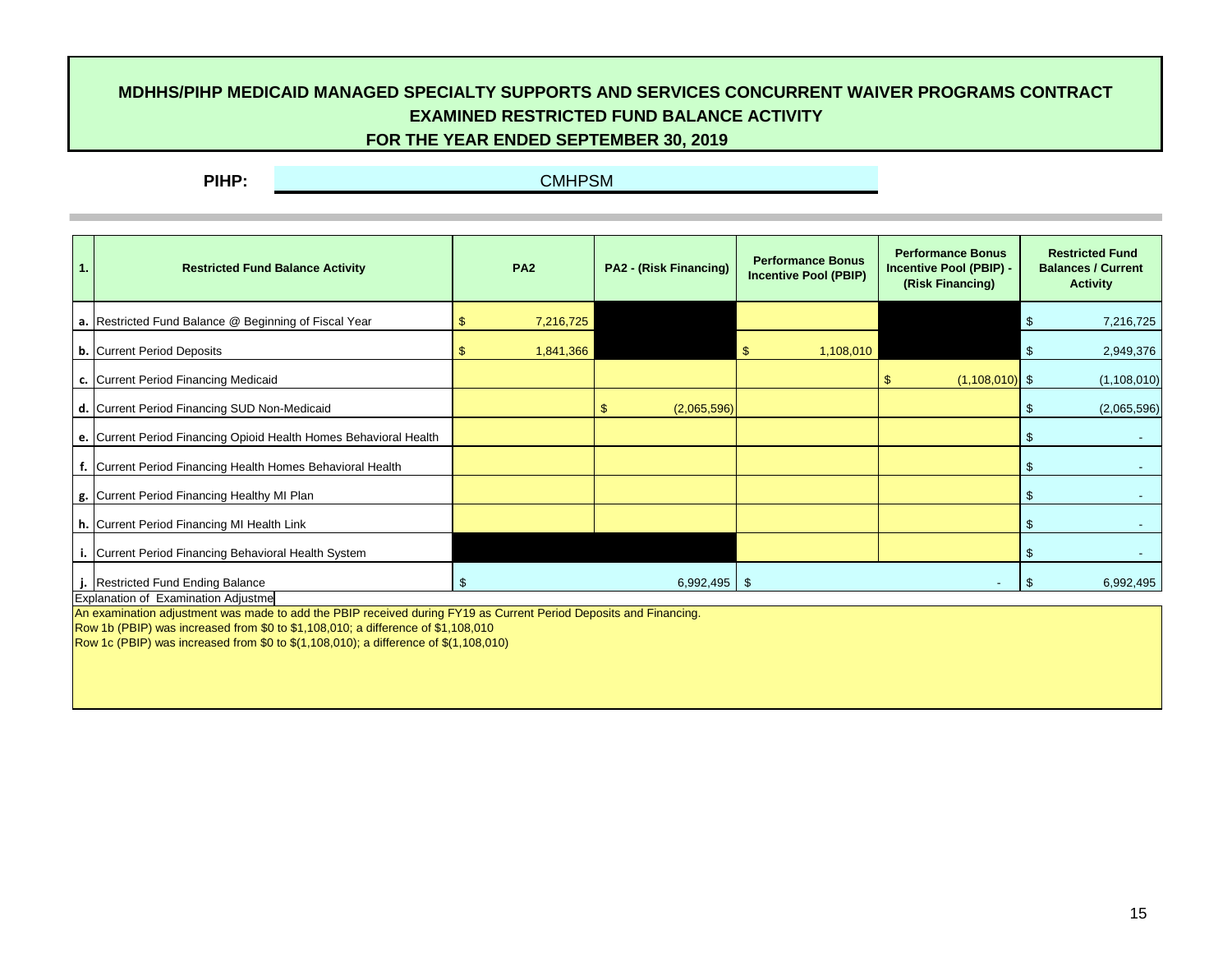# MDHHS/PIHP MEDICAID MANAGED SPECIALTY SUPPORTS AND SERVICES CONCURRENT WAIVER PROGRAMS CONTRACT
## EXAMINED RESTRICTED FUND BALANCE ACTIVITY
### FOR THE YEAR ENDED SEPTEMBER 30, 2019

**PIHP:** CMHPSM

| 1. | Restricted Fund Balance Activity | PA2 | PA2 - (Risk Financing) | Performance Bonus Incentive Pool (PBIP) | Performance Bonus Incentive Pool (PBIP) - (Risk Financing) | Restricted Fund Balances / Current Activity |
|---|---|---|---|---|---|---|
| a. | Restricted Fund Balance @ Beginning of Fiscal Year | $ 7,216,725 | | | | $ 7,216,725 |
| b. | Current Period Deposits | $ 1,841,366 | | $ 1,108,010 | | $ 2,949,376 |
| c. | Current Period Financing Medicaid | | | | $ (1,108,010) | $ (1,108,010) |
| d. | Current Period Financing SUD Non-Medicaid | | $ (2,065,596) | | | $ (2,065,596) |
| e. | Current Period Financing Opioid Health Homes Behavioral Health | | | | | $ - |
| f. | Current Period Financing Health Homes Behavioral Health | | | | | $ - |
| g. | Current Period Financing Healthy MI Plan | | | | | $ - |
| h. | Current Period Financing MI Health Link | | | | | $ - |
| i. | Current Period Financing Behavioral Health System | | | | | $ - |
| j. | Restricted Fund Ending Balance | $ 6,992,495 | | $ - | | $ 6,992,495 |

Explanation of Examination Adjustme

An examination adjustment was made to add the PBIP received during FY19 as Current Period Deposits and Financing.
Row 1b (PBIP) was increased from $0 to $1,108,010; a difference of $1,108,010
Row 1c (PBIP) was increased from $0 to $(1,108,010); a difference of $(1,108,010)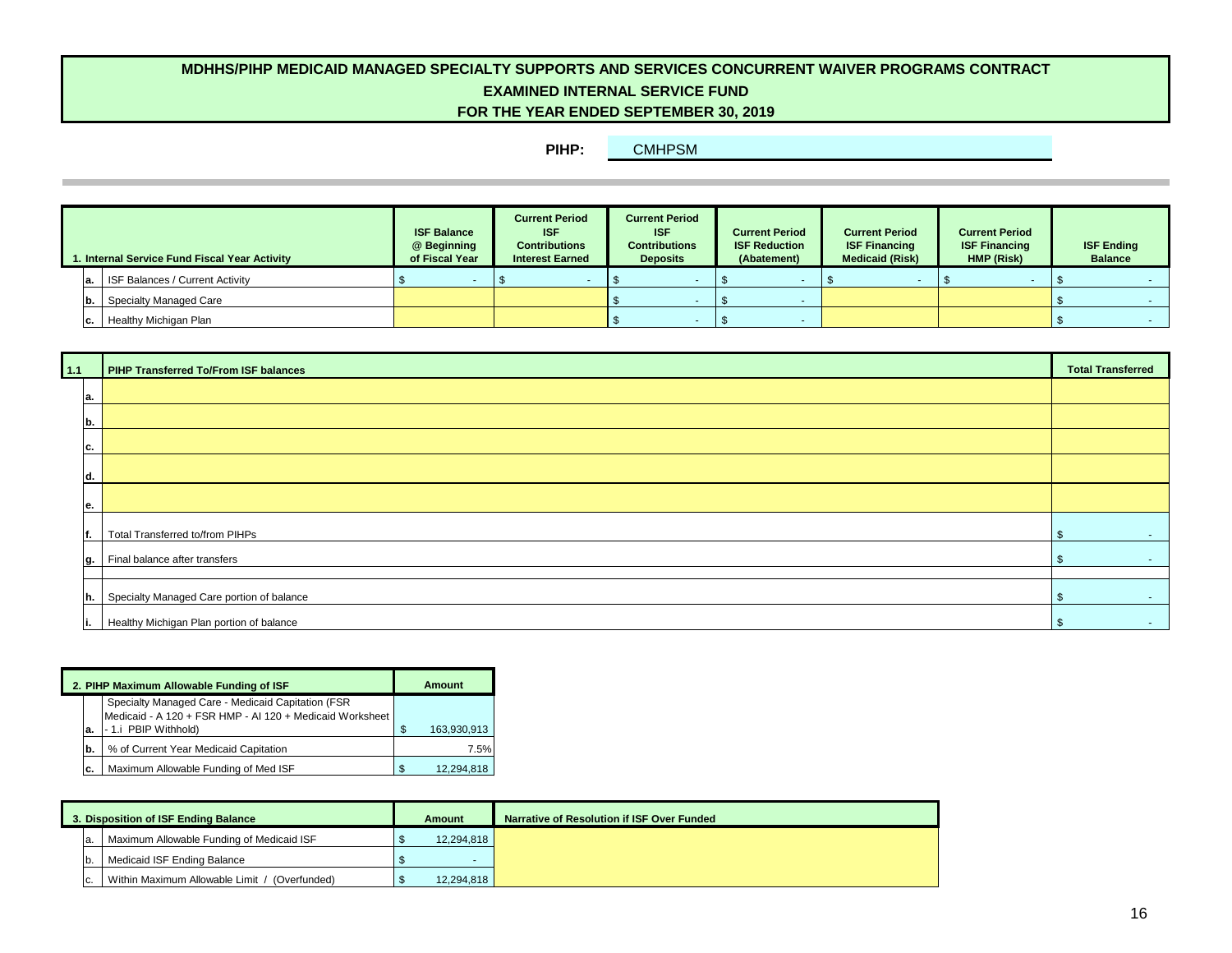# MDHHS/PIHP MEDICAID MANAGED SPECIALTY SUPPORTS AND SERVICES CONCURRENT WAIVER PROGRAMS CONTRACT
## EXAMINED INTERNAL SERVICE FUND
## FOR THE YEAR ENDED SEPTEMBER 30, 2019

**PIHP:** CMHPSM

| | 1. Internal Service Fund Fiscal Year Activity | ISF Balance @ Beginning of Fiscal Year | Current Period ISF Contributions Interest Earned | Current Period ISF Contributions Deposits | Current Period ISF Reduction (Abatement) | Current Period ISF Financing Medicaid (Risk) | Current Period ISF Financing HMP (Risk) | ISF Ending Balance |
|---|---|---|---|---|---|---|---|---|
| a. | ISF Balances / Current Activity | $ - | $ - | $ - | $ - | $ - | $ - | $ - |
| b. | Specialty Managed Care | | | $ - | $ - | | | $ - |
| c. | Healthy Michigan Plan | | | $ - | $ - | | | $ - |

| 1.1 | PIHP Transferred To/From ISF balances | Total Transferred |
|---|---|---|
| a. | | |
| b. | | |
| c. | | |
| d. | | |
| e. | | |
| f. | Total Transferred to/from PIHPs | $ - |
| g. | Final balance after transfers | $ - |
| h. | Specialty Managed Care portion of balance | $ - |
| i. | Healthy Michigan Plan portion of balance | $ - |

| | 2. PIHP Maximum Allowable Funding of ISF | Amount |
|---|---|---|
| a. | Specialty Managed Care - Medicaid Capitation (FSR Medicaid - A 120 + FSR HMP - AI 120 + Medicaid Worksheet - 1.i PBIP Withhold) | $ 163,930,913 |
| b. | % of Current Year Medicaid Capitation | 7.5% |
| c. | Maximum Allowable Funding of Med ISF | $ 12,294,818 |

| | 3. Disposition of ISF Ending Balance | Amount | Narrative of Resolution if ISF Over Funded |
|---|---|---|---|
| a. | Maximum Allowable Funding of Medicaid ISF | $ 12,294,818 | |
| b. | Medicaid ISF Ending Balance | $ - | |
| c. | Within Maximum Allowable Limit / (Overfunded) | $ 12,294,818 | |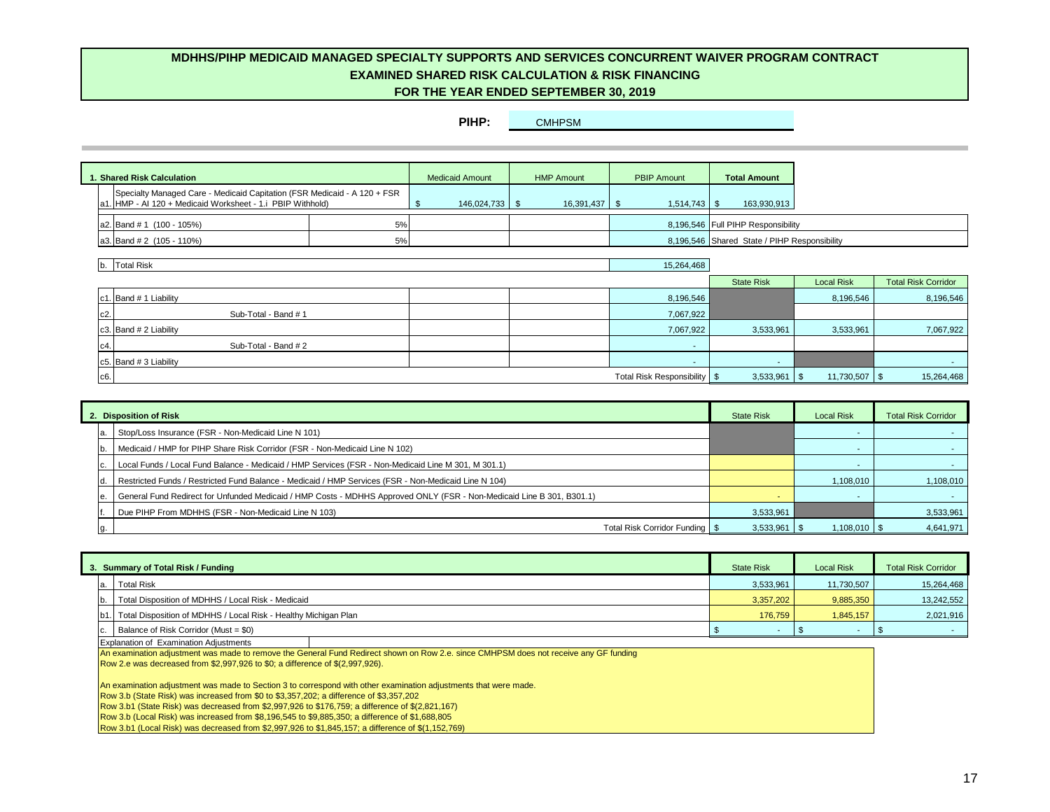# MDHHS/PIHP MEDICAID MANAGED SPECIALTY SUPPORTS AND SERVICES CONCURRENT WAIVER PROGRAM CONTRACT
## EXAMINED SHARED RISK CALCULATION & RISK FINANCING
## FOR THE YEAR ENDED SEPTEMBER 30, 2019

**PIHP:** CMHPSM

| 1. Shared Risk Calculation | | | Medicaid Amount | HMP Amount | PBIP Amount | Total Amount | | |
|---|---|---|---|---|---|---|---|---|
| a1. | Specialty Managed Care - Medicaid Capitation (FSR Medicaid - A 120 + FSR HMP - AI 120 + Medicaid Worksheet - 1.i PBIP Withhold) | | $ 146,024,733 | $ 16,391,437 | $ 1,514,743 | $ 163,930,913 | | |
| a2. | Band # 1 (100 - 105%) | 5% | | | 8,196,546 | Full PIHP Responsibility | | |
| a3. | Band # 2 (105 - 110%) | 5% | | | 8,196,546 | Shared State / PIHP Responsibility | | |
| b. | Total Risk | | | | 15,264,468 | | | |
| | | | | | | State Risk | Local Risk | Total Risk Corridor |
| c1. | Band # 1 Liability | | | | 8,196,546 | | 8,196,546 | 8,196,546 |
| c2. | Sub-Total - Band # 1 | | | | 7,067,922 | | | |
| c3. | Band # 2 Liability | | | | 7,067,922 | 3,533,961 | 3,533,961 | 7,067,922 |
| c4. | Sub-Total - Band # 2 | | | | - | | | |
| c5. | Band # 3 Liability | | | | - | - | | - |
| c6. | | | | | Total Risk Responsibility | $ 3,533,961 | $ 11,730,507 | $ 15,264,468 |

| 2. Disposition of Risk | | State Risk | Local Risk | Total Risk Corridor |
|---|---|---|---|---|
| a. | Stop/Loss Insurance (FSR - Non-Medicaid Line N 101) | | - | - |
| b. | Medicaid / HMP for PIHP Share Risk Corridor (FSR - Non-Medicaid Line N 102) | | - | - |
| c. | Local Funds / Local Fund Balance - Medicaid / HMP Services (FSR - Non-Medicaid Line M 301, M 301.1) | | - | - |
| d. | Restricted Funds / Restricted Fund Balance - Medicaid / HMP Services (FSR - Non-Medicaid Line N 104) | | 1,108,010 | 1,108,010 |
| e. | General Fund Redirect for Unfunded Medicaid / HMP Costs - MDHHS Approved ONLY (FSR - Non-Medicaid Line B 301, B301.1) | - | - | - |
| f. | Due PIHP From MDHHS (FSR - Non-Medicaid Line N 103) | 3,533,961 | | 3,533,961 |
| g. | Total Risk Corridor Funding | $ 3,533,961 | $ 1,108,010 | $ 4,641,971 |

| 3. Summary of Total Risk / Funding | | State Risk | Local Risk | Total Risk Corridor |
|---|---|---|---|---|
| a. | Total Risk | 3,533,961 | 11,730,507 | 15,264,468 |
| b. | Total Disposition of MDHHS / Local Risk - Medicaid | 3,357,202 | 9,885,350 | 13,242,552 |
| b1. | Total Disposition of MDHHS / Local Risk - Healthy Michigan Plan | 176,759 | 1,845,157 | 2,021,916 |
| c. | Balance of Risk Corridor (Must = $0) | $ - | $ - | $ - |

Explanation of Examination Adjustments

An examination adjustment was made to remove the General Fund Redirect shown on Row 2.e. since CMHPSM does not receive any GF funding
Row 2.e was decreased from $2,997,926 to $0; a difference of $(2,997,926).

An examination adjustment was made to Section 3 to correspond with other examination adjustments that were made.
Row 3.b (State Risk) was increased from $0 to $3,357,202; a difference of $3,357,202
Row 3.b1 (State Risk) was decreased from $2,997,926 to $176,759; a difference of $(2,821,167)
Row 3.b (Local Risk) was increased from $8,196,545 to $9,885,350; a difference of $1,688,805
Row 3.b1 (Local Risk) was decreased from $2,997,926 to $1,845,157; a difference of $(1,152,769)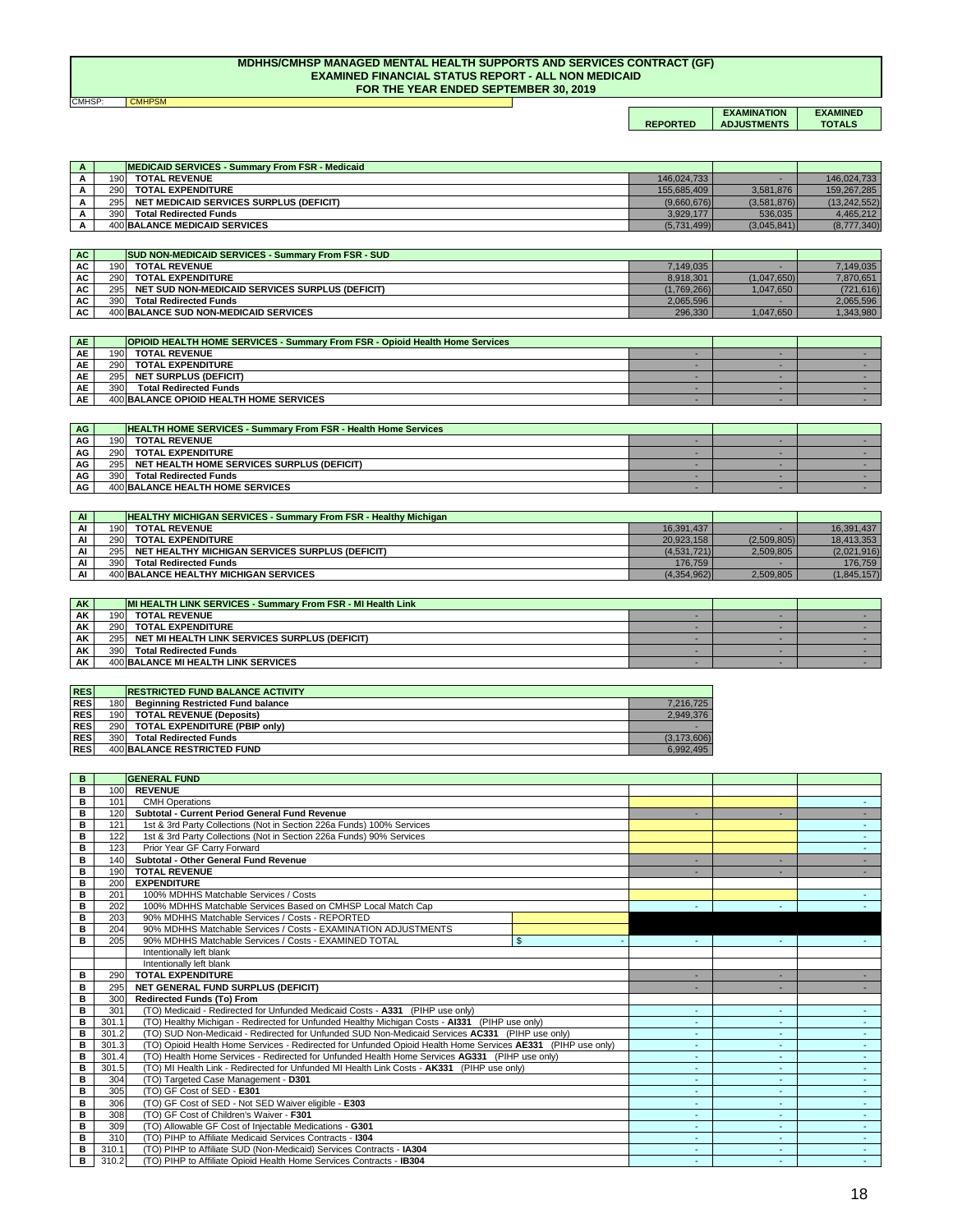**MDHHS/CMHSP MANAGED MENTAL HEALTH SUPPORTS AND SERVICES CONTRACT (GF)**
**EXAMINED FINANCIAL STATUS REPORT - ALL NON MEDICAID**
**FOR THE YEAR ENDED SEPTEMBER 30, 2019**

CMHSP: CMHPSM

| | | | REPORTED | EXAMINATION ADJUSTMENTS | EXAMINED TOTALS |
|---|---|---|---|---|---|
| **A** | | **MEDICAID SERVICES - Summary From FSR - Medicaid** | | | |
| A | 190 | **TOTAL REVENUE** | 146,024,733 | - | 146,024,733 |
| A | 290 | **TOTAL EXPENDITURE** | 155,685,409 | 3,581,876 | 159,267,285 |
| A | 295 | **NET MEDICAID SERVICES SURPLUS (DEFICIT)** | (9,660,676) | (3,581,876) | (13,242,552) |
| A | 390 | **Total Redirected Funds** | 3,929,177 | 536,035 | 4,465,212 |
| A | 400 | **BALANCE MEDICAID SERVICES** | (5,731,499) | (3,045,841) | (8,777,340) |
| **AC** | | **SUD NON-MEDICAID SERVICES - Summary From FSR - SUD** | | | |
| AC | 190 | **TOTAL REVENUE** | 7,149,035 | - | 7,149,035 |
| AC | 290 | **TOTAL EXPENDITURE** | 8,918,301 | (1,047,650) | 7,870,651 |
| AC | 295 | **NET SUD NON-MEDICAID SERVICES SURPLUS (DEFICIT)** | (1,769,266) | 1,047,650 | (721,616) |
| AC | 390 | **Total Redirected Funds** | 2,065,596 | - | 2,065,596 |
| AC | 400 | **BALANCE SUD NON-MEDICAID SERVICES** | 296,330 | 1,047,650 | 1,343,980 |
| **AE** | | **OPIOID HEALTH HOME SERVICES - Summary From FSR - Opioid Health Home Services** | | | |
| AE | 190 | **TOTAL REVENUE** | - | - | - |
| AE | 290 | **TOTAL EXPENDITURE** | - | - | - |
| AE | 295 | **NET SURPLUS (DEFICIT)** | - | - | - |
| AE | 390 | **Total Redirected Funds** | - | - | - |
| AE | 400 | **BALANCE OPIOID HEALTH HOME SERVICES** | - | - | - |
| **AG** | | **HEALTH HOME SERVICES - Summary From FSR - Health Home Services** | | | |
| AG | 190 | **TOTAL REVENUE** | - | - | - |
| AG | 290 | **TOTAL EXPENDITURE** | - | - | - |
| AG | 295 | **NET HEALTH HOME SERVICES SURPLUS (DEFICIT)** | - | - | - |
| AG | 390 | **Total Redirected Funds** | - | - | - |
| AG | 400 | **BALANCE HEALTH HOME SERVICES** | - | - | - |
| **AI** | | **HEALTHY MICHIGAN SERVICES - Summary From FSR - Healthy Michigan** | | | |
| AI | 190 | **TOTAL REVENUE** | 16,391,437 | - | 16,391,437 |
| AI | 290 | **TOTAL EXPENDITURE** | 20,923,158 | (2,509,805) | 18,413,353 |
| AI | 295 | **NET HEALTHY MICHIGAN SERVICES SURPLUS (DEFICIT)** | (4,531,721) | 2,509,805 | (2,021,916) |
| AI | 390 | **Total Redirected Funds** | 176,759 | - | 176,759 |
| AI | 400 | **BALANCE HEALTHY MICHIGAN SERVICES** | (4,354,962) | 2,509,805 | (1,845,157) |
| **AK** | | **MI HEALTH LINK SERVICES - Summary From FSR - MI Health Link** | | | |
| AK | 190 | **TOTAL REVENUE** | - | - | - |
| AK | 290 | **TOTAL EXPENDITURE** | - | - | - |
| AK | 295 | **NET MI HEALTH LINK SERVICES SURPLUS (DEFICIT)** | - | - | - |
| AK | 390 | **Total Redirected Funds** | - | - | - |
| AK | 400 | **BALANCE MI HEALTH LINK SERVICES** | - | - | - |

| | | | |
|---|---|---|---|
| **RES** | | **RESTRICTED FUND BALANCE ACTIVITY** | |
| RES | 180 | **Beginning Restricted Fund balance** | 7,216,725 |
| RES | 190 | **TOTAL REVENUE (Deposits)** | 2,949,376 |
| RES | 290 | **TOTAL EXPENDITURE (PBIP only)** | - |
| RES | 390 | **Total Redirected Funds** | (3,173,606) |
| RES | 400 | **BALANCE RESTRICTED FUND** | 6,992,495 |

| | | | | REPORTED | EXAMINATION ADJUSTMENTS | EXAMINED TOTALS |
|---|---|---|---|---|---|---|
| **B** | | **GENERAL FUND** | | | | |
| B | 100 | **REVENUE** | | | | |
| B | 101 | CMH Operations | | | | - |
| B | 120 | **Subtotal - Current Period General Fund Revenue** | | - | - | - |
| B | 121 | 1st & 3rd Party Collections (Not in Section 226a Funds) 100% Services | | | | - |
| B | 122 | 1st & 3rd Party Collections (Not in Section 226a Funds) 90% Services | | | | - |
| B | 123 | Prior Year GF Carry Forward | | | | - |
| B | 140 | **Subtotal - Other General Fund Revenue** | | - | - | - |
| B | 190 | **TOTAL REVENUE** | | - | - | - |
| B | 200 | **EXPENDITURE** | | | | |
| B | 201 | 100% MDHHS Matchable Services / Costs | | | | - |
| B | 202 | 100% MDHHS Matchable Services Based on CMHSP Local Match Cap | | - | - | - |
| B | 203 | 90% MDHHS Matchable Services / Costs - REPORTED | | | | |
| B | 204 | 90% MDHHS Matchable Services / Costs - EXAMINATION ADJUSTMENTS | | | | |
| B | 205 | 90% MDHHS Matchable Services / Costs - EXAMINED TOTAL | $ - | - | - | - |
| | | Intentionally left blank | | | | |
| | | Intentionally left blank | | | | |
| B | 290 | **TOTAL EXPENDITURE** | | - | - | - |
| B | 295 | **NET GENERAL FUND SURPLUS (DEFICIT)** | | - | - | - |
| B | 300 | **Redirected Funds (To) From** | | | | |
| B | 301 | (TO) Medicaid - Redirected for Unfunded Medicaid Costs - **A331** (PIHP use only) | | - | - | - |
| B | 301.1 | (TO) Healthy Michigan - Redirected for Unfunded Healthy Michigan Costs - **AI331** (PIHP use only) | | - | - | - |
| B | 301.2 | (TO) SUD Non-Medicaid - Redirected for Unfunded SUD Non-Medicaid Services **AC331** (PIHP use only) | | - | - | - |
| B | 301.3 | (TO) Opioid Health Home Services - Redirected for Unfunded Opioid Health Home Services **AE331** (PIHP use only) | | - | - | - |
| B | 301.4 | (TO) Health Home Services - Redirected for Unfunded Health Home Services **AG331** (PIHP use only) | | - | - | - |
| B | 301.5 | (TO) MI Health Link - Redirected for Unfunded MI Health Link Costs - **AK331** (PIHP use only) | | - | - | - |
| B | 304 | (TO) Targeted Case Management - **D301** | | - | - | - |
| B | 305 | (TO) GF Cost of SED - **E301** | | - | - | - |
| B | 306 | (TO) GF Cost of SED - Not SED Waiver eligible - **E303** | | - | - | - |
| B | 308 | (TO) GF Cost of Children's Waiver - **F301** | | - | - | - |
| B | 309 | (TO) Allowable GF Cost of Injectable Medications - **G301** | | - | - | - |
| B | 310 | (TO) PIHP to Affiliate Medicaid Services Contracts - **I304** | | - | - | - |
| B | 310.1 | (TO) PIHP to Affiliate SUD (Non-Medicaid) Services Contracts - **IA304** | | - | - | - |
| B | 310.2 | (TO) PIHP to Affiliate Opioid Health Home Services Contracts - **IB304** | | - | - | - |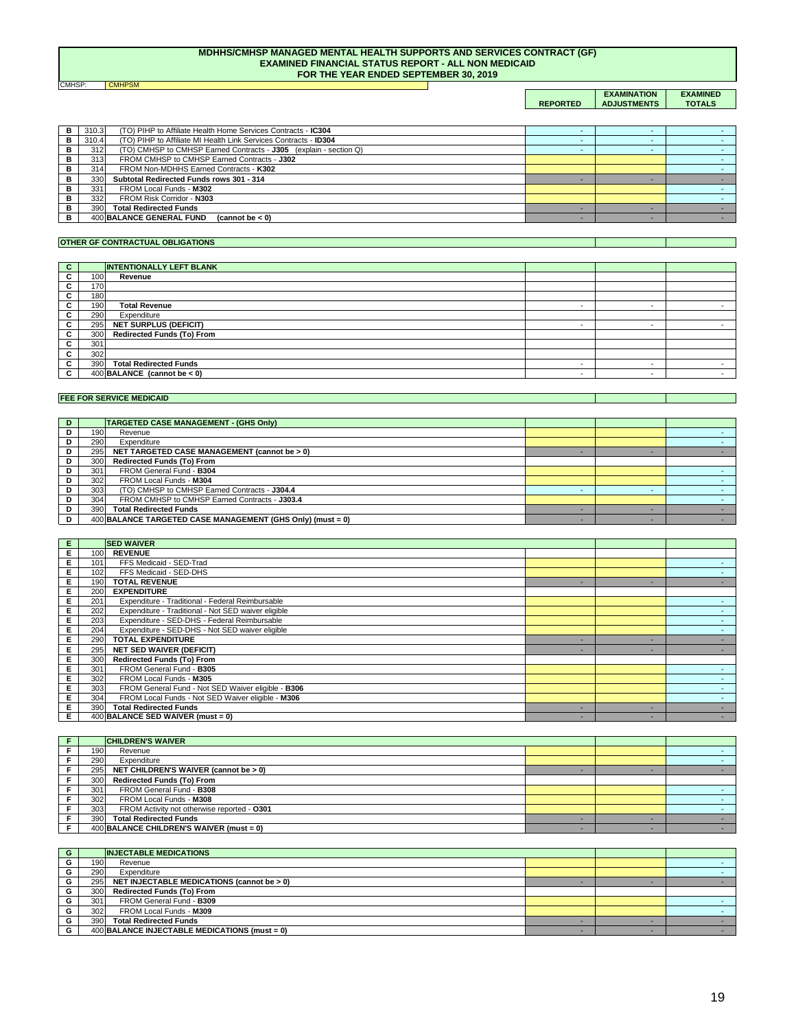# MDHHS/CMHSP MANAGED MENTAL HEALTH SUPPORTS AND SERVICES CONTRACT (GF)
## EXAMINED FINANCIAL STATUS REPORT - ALL NON MEDICAID
### FOR THE YEAR ENDED SEPTEMBER 30, 2019

CMHSP: CMHPSM

| | | | REPORTED | EXAMINATION ADJUSTMENTS | EXAMINED TOTALS |
|---|---|---|---|---|---|
| B | 310.3 | (TO) PIHP to Affiliate Health Home Services Contracts - **IC304** | - | - | - |
| B | 310.4 | (TO) PIHP to Affiliate MI Health Link Services Contracts - **ID304** | - | - | - |
| B | 312 | (TO) CMHSP to CMHSP Earned Contracts - **J305** (explain - section Q) | - | - | - |
| B | 313 | FROM CMHSP to CMHSP Earned Contracts - **J302** | | | - |
| B | 314 | FROM Non-MDHHS Earned Contracts - **K302** | | | - |
| B | 330 | **Subtotal Redirected Funds rows 301 - 314** | - | - | - |
| B | 331 | FROM Local Funds - **M302** | | | - |
| B | 332 | FROM Risk Corridor - **N303** | | | - |
| B | 390 | **Total Redirected Funds** | - | - | - |
| B | 400 | **BALANCE GENERAL FUND (cannot be < 0)** | - | - | - |

**OTHER GF CONTRACTUAL OBLIGATIONS**

| | | | | | |
|---|---|---|---|---|---|
| C | | **INTENTIONALLY LEFT BLANK** | | | |
| C | 100 | **Revenue** | | | |
| C | 170 | | | | |
| C | 180 | | | | |
| C | 190 | **Total Revenue** | - | - | - |
| C | 290 | Expenditure | | | |
| C | 295 | **NET SURPLUS (DEFICIT)** | - | - | - |
| C | 300 | **Redirected Funds (To) From** | | | |
| C | 301 | | | | |
| C | 302 | | | | |
| C | 390 | **Total Redirected Funds** | - | - | - |
| C | 400 | **BALANCE (cannot be < 0)** | - | - | - |

**FEE FOR SERVICE MEDICAID**

| | | | | | |
|---|---|---|---|---|---|
| D | | **TARGETED CASE MANAGEMENT - (GHS Only)** | | | |
| D | 190 | Revenue | | | - |
| D | 290 | Expenditure | | | - |
| D | 295 | **NET TARGETED CASE MANAGEMENT (cannot be > 0)** | - | - | - |
| D | 300 | **Redirected Funds (To) From** | | | |
| D | 301 | FROM General Fund - **B304** | | | - |
| D | 302 | FROM Local Funds - **M304** | | | - |
| D | 303 | (TO) CMHSP to CMHSP Earned Contracts - **J304.4** | - | - | - |
| D | 304 | FROM CMHSP to CMHSP Earned Contracts - **J303.4** | | | - |
| D | 390 | **Total Redirected Funds** | - | - | - |
| D | 400 | **BALANCE TARGETED CASE MANAGEMENT (GHS Only) (must = 0)** | - | - | - |

| | | | | | |
|---|---|---|---|---|---|
| E | | **SED WAIVER** | | | |
| E | 100 | **REVENUE** | | | |
| E | 101 | FFS Medicaid - SED-Trad | | | - |
| E | 102 | FFS Medicaid - SED-DHS | | | - |
| E | 190 | **TOTAL REVENUE** | - | - | - |
| E | 200 | **EXPENDITURE** | | | |
| E | 201 | Expenditure - Traditional - Federal Reimbursable | | | - |
| E | 202 | Expenditure - Traditional - Not SED waiver eligible | | | - |
| E | 203 | Expenditure - SED-DHS - Federal Reimbursable | | | - |
| E | 204 | Expenditure - SED-DHS - Not SED waiver eligible | | | - |
| E | 290 | **TOTAL EXPENDITURE** | - | - | - |
| E | 295 | **NET SED WAIVER (DEFICIT)** | - | - | - |
| E | 300 | **Redirected Funds (To) From** | | | |
| E | 301 | FROM General Fund - **B305** | | | - |
| E | 302 | FROM Local Funds - **M305** | | | - |
| E | 303 | FROM General Fund - Not SED Waiver eligible - **B306** | | | - |
| E | 304 | FROM Local Funds - Not SED Waiver eligible - **M306** | | | - |
| E | 390 | **Total Redirected Funds** | - | - | - |
| E | 400 | **BALANCE SED WAIVER (must = 0)** | - | - | - |

| | | | | | |
|---|---|---|---|---|---|
| F | | **CHILDREN'S WAIVER** | | | |
| F | 190 | Revenue | | | - |
| F | 290 | Expenditure | | | - |
| F | 295 | **NET CHILDREN'S WAIVER (cannot be > 0)** | - | - | - |
| F | 300 | **Redirected Funds (To) From** | | | |
| F | 301 | FROM General Fund - **B308** | | | - |
| F | 302 | FROM Local Funds - **M308** | | | - |
| F | 303 | FROM Activity not otherwise reported - **O301** | | | - |
| F | 390 | **Total Redirected Funds** | - | - | - |
| F | 400 | **BALANCE CHILDREN'S WAIVER (must = 0)** | - | - | - |

| | | | | | |
|---|---|---|---|---|---|
| G | | **INJECTABLE MEDICATIONS** | | | |
| G | 190 | Revenue | | | - |
| G | 290 | Expenditure | | | - |
| G | 295 | **NET INJECTABLE MEDICATIONS (cannot be > 0)** | - | - | - |
| G | 300 | **Redirected Funds (To) From** | | | |
| G | 301 | FROM General Fund - **B309** | | | - |
| G | 302 | FROM Local Funds - **M309** | | | - |
| G | 390 | **Total Redirected Funds** | - | - | - |
| G | 400 | **BALANCE INJECTABLE MEDICATIONS (must = 0)** | - | - | - |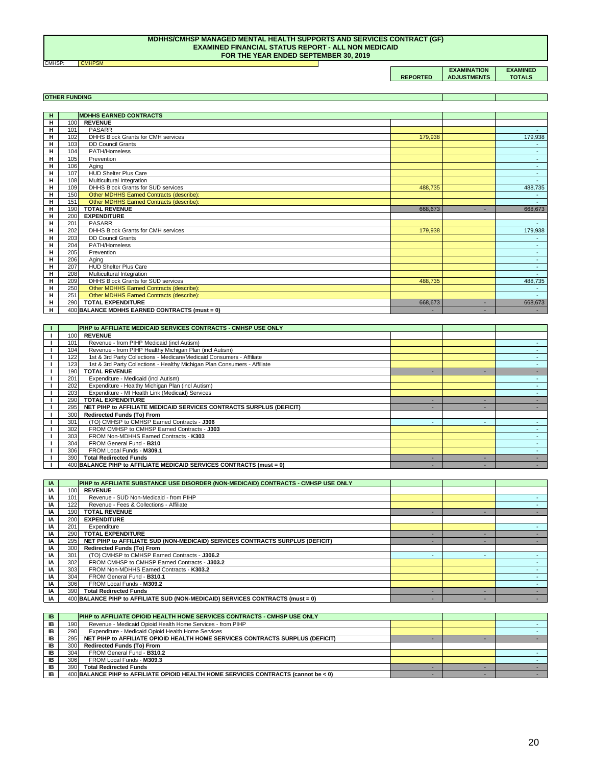**MDHHS/CMHSP MANAGED MENTAL HEALTH SUPPORTS AND SERVICES CONTRACT (GF)**
**EXAMINED FINANCIAL STATUS REPORT - ALL NON MEDICAID**
**FOR THE YEAR ENDED SEPTEMBER 30, 2019**

CMHSP: CMHPSM

| | | | REPORTED | EXAMINATION ADJUSTMENTS | EXAMINED TOTALS |
|---|---|---|---|---|---|
| **OTHER FUNDING** | | | | | |

| | | | REPORTED | EXAMINATION ADJUSTMENTS | EXAMINED TOTALS |
|---|---|---|---|---|---|
| H | | **MDHHS EARNED CONTRACTS** | | | |
| H | 100 | **REVENUE** | | | |
| H | 101 | PASARR | | | - |
| H | 102 | DHHS Block Grants for CMH services | 179,938 | | 179,938 |
| H | 103 | DD Council Grants | | | - |
| H | 104 | PATH/Homeless | | | - |
| H | 105 | Prevention | | | - |
| H | 106 | Aging | | | - |
| H | 107 | HUD Shelter Plus Care | | | - |
| H | 108 | Multicultural Integration | | | - |
| H | 109 | DHHS Block Grants for SUD services | 488,735 | | 488,735 |
| H | 150 | Other MDHHS Earned Contracts (describe): | | | - |
| H | 151 | Other MDHHS Earned Contracts (describe): | | | - |
| H | 190 | **TOTAL REVENUE** | 668,673 | - | 668,673 |
| H | 200 | **EXPENDITURE** | | | |
| H | 201 | PASARR | | | - |
| H | 202 | DHHS Block Grants for CMH services | 179,938 | | 179,938 |
| H | 203 | DD Council Grants | | | - |
| H | 204 | PATH/Homeless | | | - |
| H | 205 | Prevention | | | - |
| H | 206 | Aging | | | - |
| H | 207 | HUD Shelter Plus Care | | | - |
| H | 208 | Multicultural Integration | | | - |
| H | 209 | DHHS Block Grants for SUD services | 488,735 | | 488,735 |
| H | 250 | Other MDHHS Earned Contracts (describe): | | | - |
| H | 251 | Other MDHHS Earned Contracts (describe): | | | - |
| H | 290 | **TOTAL EXPENDITURE** | 668,673 | - | 668,673 |
| H | 400 | **BALANCE MDHHS EARNED CONTRACTS (must = 0)** | - | - | - |

| | | | REPORTED | EXAMINATION ADJUSTMENTS | EXAMINED TOTALS |
|---|---|---|---|---|---|
| I | | **PIHP to AFFILIATE MEDICAID SERVICES CONTRACTS - CMHSP USE ONLY** | | | |
| I | 100 | **REVENUE** | | | |
| I | 101 | Revenue - from PIHP Medicaid (incl Autism) | | | - |
| I | 104 | Revenue - from PIHP Healthy Michigan Plan (incl Autism) | | | - |
| I | 122 | 1st & 3rd Party Collections - Medicare/Medicaid Consumers - Affiliate | | | - |
| I | 123 | 1st & 3rd Party Collections - Healthy Michigan Plan Consumers - Affiliate | | | - |
| I | 190 | **TOTAL REVENUE** | - | - | - |
| I | 201 | Expenditure - Medicaid (incl Autism) | | | - |
| I | 202 | Expenditure - Healthy Michigan Plan (incl Autism) | | | - |
| I | 203 | Expenditure - MI Health Link (Medicaid) Services | | | - |
| I | 290 | **TOTAL EXPENDITURE** | - | - | - |
| I | 295 | **NET PIHP to AFFILIATE MEDICAID SERVICES CONTRACTS SURPLUS (DEFICIT)** | - | - | - |
| I | 300 | **Redirected Funds (To) From** | | | |
| I | 301 | (TO) CMHSP to CMHSP Earned Contracts - **J306** | - | - | - |
| I | 302 | FROM CMHSP to CMHSP Earned Contracts - **J303** | | | - |
| I | 303 | FROM Non-MDHHS Earned Contracts - **K303** | | | - |
| I | 304 | FROM General Fund - **B310** | | | - |
| I | 306 | FROM Local Funds - **M309.1** | | | - |
| I | 390 | **Total Redirected Funds** | - | - | - |
| I | 400 | **BALANCE PIHP to AFFILIATE MEDICAID SERVICES CONTRACTS (must = 0)** | - | - | - |

| | | | REPORTED | EXAMINATION ADJUSTMENTS | EXAMINED TOTALS |
|---|---|---|---|---|---|
| IA | | **PIHP to AFFILIATE SUBSTANCE USE DISORDER (NON-MEDICAID) CONTRACTS - CMHSP USE ONLY** | | | |
| IA | 100 | **REVENUE** | | | |
| IA | 101 | Revenue - SUD Non-Medicaid - from PIHP | | | - |
| IA | 122 | Revenue - Fees & Collections - Affiliate | | | - |
| IA | 190 | **TOTAL REVENUE** | - | - | - |
| IA | 200 | **EXPENDITURE** | | | |
| IA | 201 | Expenditure | | | - |
| IA | 290 | **TOTAL EXPENDITURE** | - | - | - |
| IA | 295 | **NET PIHP to AFFILIATE SUD (NON-MEDICAID) SERVICES CONTRACTS SURPLUS (DEFICIT)** | - | - | - |
| IA | 300 | **Redirected Funds (To) From** | | | |
| IA | 301 | (TO) CMHSP to CMHSP Earned Contracts - **J306.2** | - | - | - |
| IA | 302 | FROM CMHSP to CMHSP Earned Contracts - **J303.2** | | | - |
| IA | 303 | FROM Non-MDHHS Earned Contracts - **K303.2** | | | - |
| IA | 304 | FROM General Fund - **B310.1** | | | - |
| IA | 306 | FROM Local Funds - **M309.2** | | | - |
| IA | 390 | **Total Redirected Funds** | - | - | - |
| IA | 400 | **BALANCE PIHP to AFFILIATE SUD (NON-MEDICAID) SERVICES CONTRACTS (must = 0)** | - | - | - |

| | | | REPORTED | EXAMINATION ADJUSTMENTS | EXAMINED TOTALS |
|---|---|---|---|---|---|
| IB | | **PIHP to AFFILIATE OPIOID HEALTH HOME SERVICES CONTRACTS - CMHSP USE ONLY** | | | |
| IB | 190 | Revenue - Medicaid Opioid Health Home Services - from PIHP | | | - |
| IB | 290 | Expenditure - Medicaid Opioid Health Home Services | | | - |
| IB | 295 | **NET PIHP to AFFILIATE OPIOID HEALTH HOME SERVICES CONTRACTS SURPLUS (DEFICIT)** | - | - | - |
| IB | 300 | **Redirected Funds (To) From** | | | |
| IB | 304 | FROM General Fund - **B310.2** | | | - |
| IB | 306 | FROM Local Funds - **M309.3** | | | - |
| IB | 390 | **Total Redirected Funds** | - | - | - |
| IB | 400 | **BALANCE PIHP to AFFILIATE OPIOID HEALTH HOME SERVICES CONTRACTS (cannot be < 0)** | - | - | - |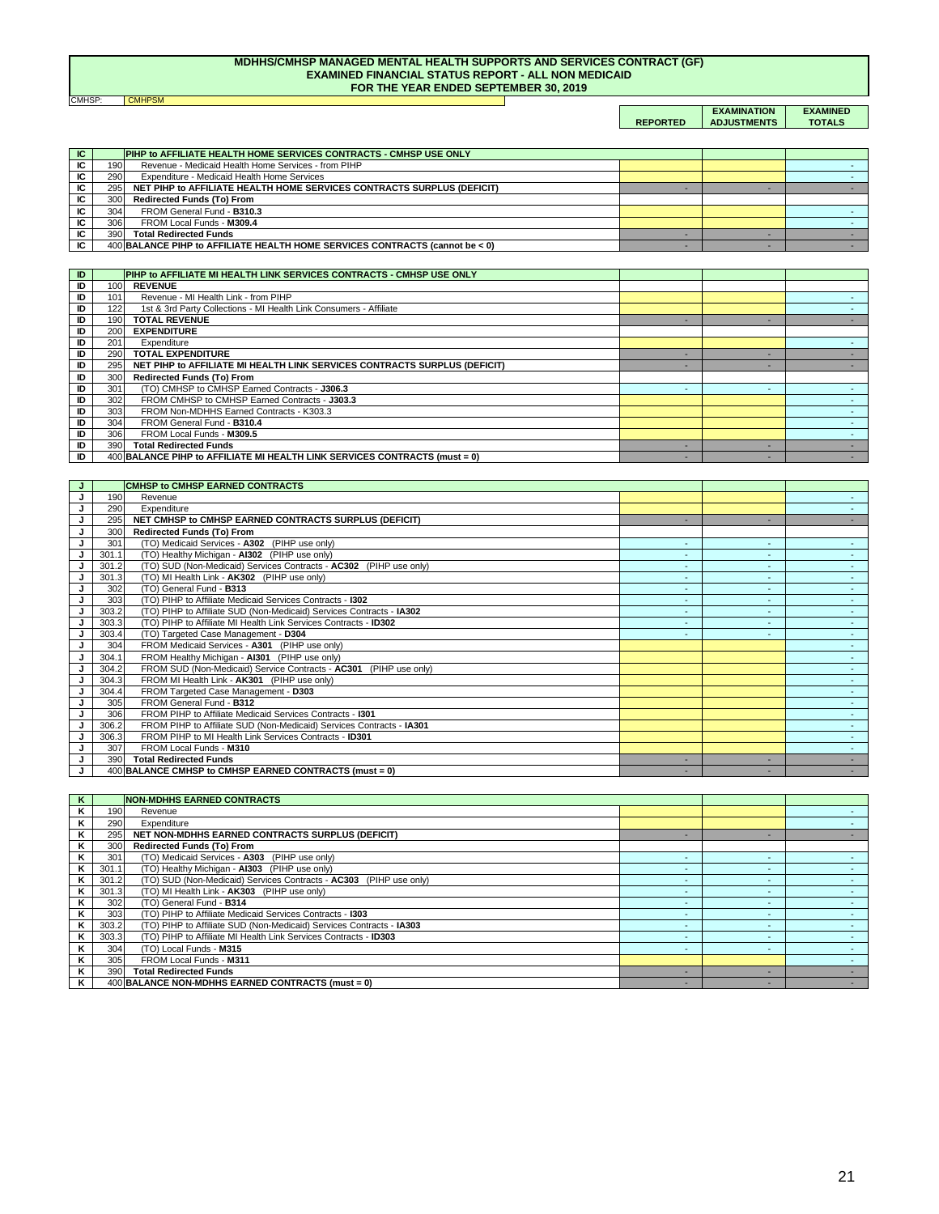# MDHHS/CMHSP MANAGED MENTAL HEALTH SUPPORTS AND SERVICES CONTRACT (GF)
## EXAMINED FINANCIAL STATUS REPORT - ALL NON MEDICAID
## FOR THE YEAR ENDED SEPTEMBER 30, 2019

CMHSP: CMHPSM

| | | | REPORTED | EXAMINATION ADJUSTMENTS | EXAMINED TOTALS |
|---|---|---|---|---|---|
| IC | | **PIHP to AFFILIATE HEALTH HOME SERVICES CONTRACTS - CMHSP USE ONLY** | | | |
| IC | 190 | Revenue - Medicaid Health Home Services - from PIHP | | | - |
| IC | 290 | Expenditure - Medicaid Health Home Services | | | - |
| IC | 295 | **NET PIHP to AFFILIATE HEALTH HOME SERVICES CONTRACTS SURPLUS (DEFICIT)** | - | - | - |
| IC | 300 | **Redirected Funds (To) From** | | | |
| IC | 304 | FROM General Fund - **B310.3** | | | - |
| IC | 306 | FROM Local Funds - **M309.4** | | | - |
| IC | 390 | **Total Redirected Funds** | - | - | - |
| IC | 400 | **BALANCE PIHP to AFFILIATE HEALTH HOME SERVICES CONTRACTS (cannot be < 0)** | - | - | - |

| | | | REPORTED | EXAMINATION ADJUSTMENTS | EXAMINED TOTALS |
|---|---|---|---|---|---|
| ID | | **PIHP to AFFILIATE MI HEALTH LINK SERVICES CONTRACTS - CMHSP USE ONLY** | | | |
| ID | 100 | **REVENUE** | | | |
| ID | 101 | Revenue - MI Health Link - from PIHP | | | - |
| ID | 122 | 1st & 3rd Party Collections - MI Health Link Consumers - Affiliate | | | - |
| ID | 190 | **TOTAL REVENUE** | - | - | - |
| ID | 200 | **EXPENDITURE** | | | |
| ID | 201 | Expenditure | | | - |
| ID | 290 | **TOTAL EXPENDITURE** | - | - | - |
| ID | 295 | **NET PIHP to AFFILIATE MI HEALTH LINK SERVICES CONTRACTS SURPLUS (DEFICIT)** | - | - | - |
| ID | 300 | **Redirected Funds (To) From** | | | |
| ID | 301 | (TO) CMHSP to CMHSP Earned Contracts - **J306.3** | - | - | - |
| ID | 302 | FROM CMHSP to CMHSP Earned Contracts - **J303.3** | | | - |
| ID | 303 | FROM Non-MDHHS Earned Contracts - K303.3 | | | - |
| ID | 304 | FROM General Fund - **B310.4** | | | - |
| ID | 306 | FROM Local Funds - **M309.5** | | | - |
| ID | 390 | **Total Redirected Funds** | - | - | - |
| ID | 400 | **BALANCE PIHP to AFFILIATE MI HEALTH LINK SERVICES CONTRACTS (must = 0)** | - | - | - |

| | | | REPORTED | EXAMINATION ADJUSTMENTS | EXAMINED TOTALS |
|---|---|---|---|---|---|
| J | | **CMHSP to CMHSP EARNED CONTRACTS** | | | |
| J | 190 | Revenue | | | - |
| J | 290 | Expenditure | | | - |
| J | 295 | **NET CMHSP to CMHSP EARNED CONTRACTS SURPLUS (DEFICIT)** | - | - | - |
| J | 300 | **Redirected Funds (To) From** | | | |
| J | 301 | (TO) Medicaid Services - **A302** (PIHP use only) | - | - | - |
| J | 301.1 | (TO) Healthy Michigan - **AI302** (PIHP use only) | - | - | - |
| J | 301.2 | (TO) SUD (Non-Medicaid) Services Contracts - **AC302** (PIHP use only) | - | - | - |
| J | 301.3 | (TO) MI Health Link - **AK302** (PIHP use only) | - | - | - |
| J | 302 | (TO) General Fund - **B313** | - | - | - |
| J | 303 | (TO) PIHP to Affiliate Medicaid Services Contracts - **I302** | - | - | - |
| J | 303.2 | (TO) PIHP to Affiliate SUD (Non-Medicaid) Services Contracts - **IA302** | - | - | - |
| J | 303.3 | (TO) PIHP to Affiliate MI Health Link Services Contracts - **ID302** | - | - | - |
| J | 303.4 | (TO) Targeted Case Management - **D304** | - | - | - |
| J | 304 | FROM Medicaid Services - **A301** (PIHP use only) | | | - |
| J | 304.1 | FROM Healthy Michigan - **AI301** (PIHP use only) | | | - |
| J | 304.2 | FROM SUD (Non-Medicaid) Service Contracts - **AC301** (PIHP use only) | | | - |
| J | 304.3 | FROM MI Health Link - **AK301** (PIHP use only) | | | - |
| J | 304.4 | FROM Targeted Case Management - **D303** | | | - |
| J | 305 | FROM General Fund - **B312** | | | - |
| J | 306 | FROM PIHP to Affiliate Medicaid Services Contracts - **I301** | | | - |
| J | 306.2 | FROM PIHP to Affiliate SUD (Non-Medicaid) Services Contracts - **IA301** | | | - |
| J | 306.3 | FROM PIHP to MI Health Link Services Contracts - **ID301** | | | - |
| J | 307 | FROM Local Funds - **M310** | | | - |
| J | 390 | **Total Redirected Funds** | - | - | - |
| J | 400 | **BALANCE CMHSP to CMHSP EARNED CONTRACTS (must = 0)** | - | - | - |

| | | | REPORTED | EXAMINATION ADJUSTMENTS | EXAMINED TOTALS |
|---|---|---|---|---|---|
| K | | **NON-MDHHS EARNED CONTRACTS** | | | |
| K | 190 | Revenue | | | - |
| K | 290 | Expenditure | | | - |
| K | 295 | **NET NON-MDHHS EARNED CONTRACTS SURPLUS (DEFICIT)** | - | - | - |
| K | 300 | **Redirected Funds (To) From** | | | |
| K | 301 | (TO) Medicaid Services - **A303** (PIHP use only) | - | - | - |
| K | 301.1 | (TO) Healthy Michigan - **AI303** (PIHP use only) | - | - | - |
| K | 301.2 | (TO) SUD (Non-Medicaid) Services Contracts - **AC303** (PIHP use only) | - | - | - |
| K | 301.3 | (TO) MI Health Link - **AK303** (PIHP use only) | - | - | - |
| K | 302 | (TO) General Fund - **B314** | - | - | - |
| K | 303 | (TO) PIHP to Affiliate Medicaid Services Contracts - **I303** | - | - | - |
| K | 303.2 | (TO) PIHP to Affiliate SUD (Non-Medicaid) Services Contracts - **IA303** | - | - | - |
| K | 303.3 | (TO) PIHP to Affiliate MI Health Link Services Contracts - **ID303** | - | - | - |
| K | 304 | (TO) Local Funds - **M315** | - | - | - |
| K | 305 | FROM Local Funds - **M311** | | | - |
| K | 390 | **Total Redirected Funds** | - | - | - |
| K | 400 | **BALANCE NON-MDHHS EARNED CONTRACTS (must = 0)** | - | - | - |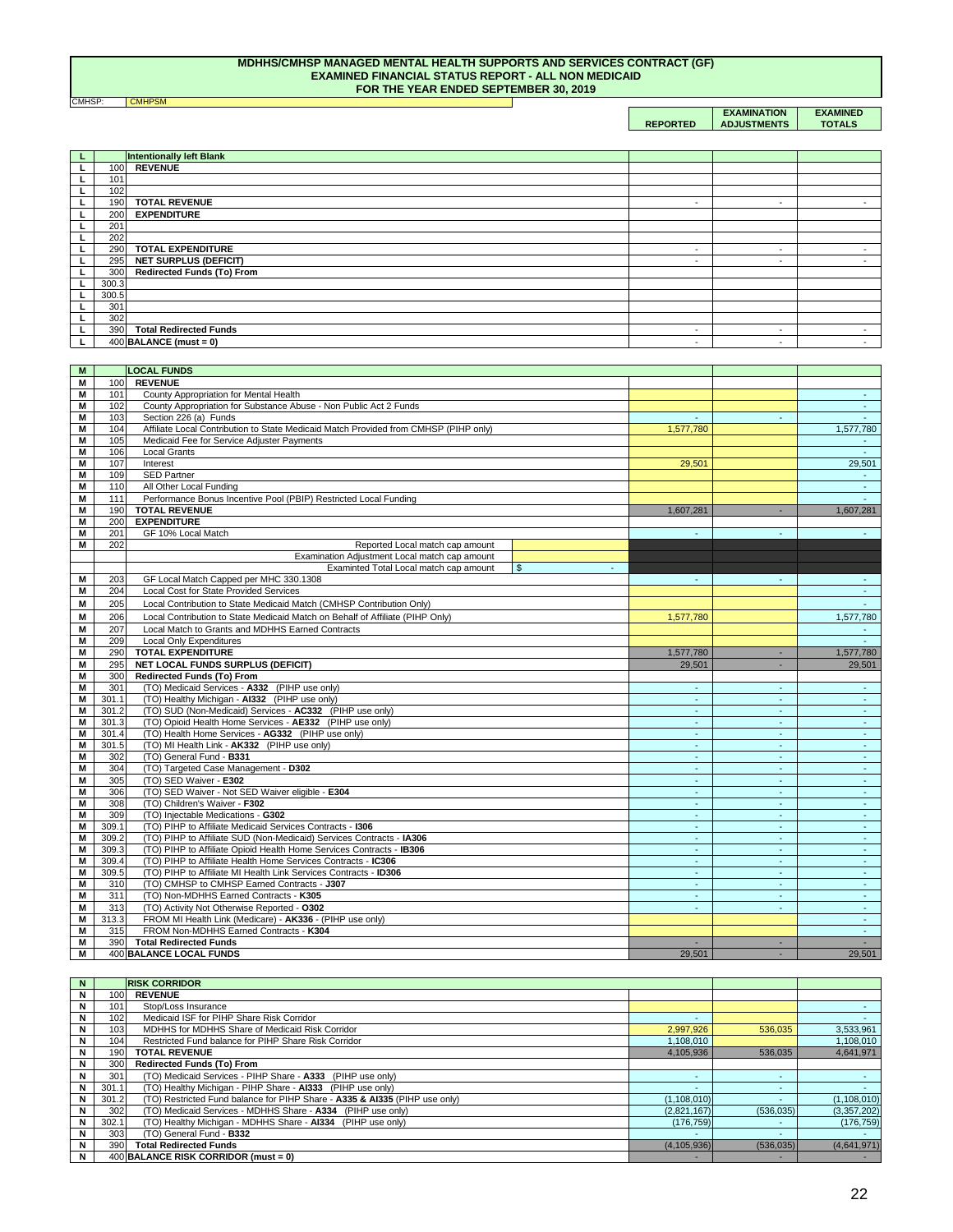# MDHHS/CMHSP MANAGED MENTAL HEALTH SUPPORTS AND SERVICES CONTRACT (GF)
## EXAMINED FINANCIAL STATUS REPORT - ALL NON MEDICAID
## FOR THE YEAR ENDED SEPTEMBER 30, 2019

CMHSP: CMHPSM

| | | | REPORTED | EXAMINATION ADJUSTMENTS | EXAMINED TOTALS |
|---|---|---|---|---|---|
| L | | **Intentionally left Blank** | | | |
| L | 100 | **REVENUE** | | | |
| L | 101 | | | | |
| L | 102 | | | | |
| L | 190 | **TOTAL REVENUE** | - | - | - |
| L | 200 | **EXPENDITURE** | | | |
| L | 201 | | | | |
| L | 202 | | | | |
| L | 290 | **TOTAL EXPENDITURE** | - | - | - |
| L | 295 | **NET SURPLUS (DEFICIT)** | - | - | - |
| L | 300 | **Redirected Funds (To) From** | | | |
| L | 300.3 | | | | |
| L | 300.5 | | | | |
| L | 301 | | | | |
| L | 302 | | | | |
| L | 390 | **Total Redirected Funds** | - | - | - |
| L | 400 | **BALANCE (must = 0)** | - | - | - |

| | | | REPORTED | EXAMINATION ADJUSTMENTS | EXAMINED TOTALS |
|---|---|---|---|---|---|
| M | | **LOCAL FUNDS** | | | |
| M | 100 | **REVENUE** | | | |
| M | 101 | County Appropriation for Mental Health | | | - |
| M | 102 | County Appropriation for Substance Abuse - Non Public Act 2 Funds | | | - |
| M | 103 | Section 226 (a) Funds | - | - | - |
| M | 104 | Affiliate Local Contribution to State Medicaid Match Provided from CMHSP (PIHP only) | 1,577,780 | | 1,577,780 |
| M | 105 | Medicaid Fee for Service Adjuster Payments | | | - |
| M | 106 | Local Grants | | | - |
| M | 107 | Interest | 29,501 | | 29,501 |
| M | 109 | SED Partner | | | - |
| M | 110 | All Other Local Funding | | | - |
| M | 111 | Performance Bonus Incentive Pool (PBIP) Restricted Local Funding | | | - |
| M | 190 | **TOTAL REVENUE** | 1,607,281 | - | 1,607,281 |
| M | 200 | **EXPENDITURE** | | | |
| M | 201 | GF 10% Local Match | - | - | - |
| M | 202 | Reported Local match cap amount | | | |
| | | Examination Adjustment Local match cap amount | | | |
| | | Examinted Total Local match cap amount $ - | | | |
| M | 203 | GF Local Match Capped per MHC 330.1308 | - | - | - |
| M | 204 | Local Cost for State Provided Services | | | - |
| M | 205 | Local Contribution to State Medicaid Match (CMHSP Contribution Only) | | | - |
| M | 206 | Local Contribution to State Medicaid Match on Behalf of Affiliate (PIHP Only) | 1,577,780 | | 1,577,780 |
| M | 207 | Local Match to Grants and MDHHS Earned Contracts | | | - |
| M | 209 | Local Only Expenditures | | | - |
| M | 290 | **TOTAL EXPENDITURE** | 1,577,780 | - | 1,577,780 |
| M | 295 | **NET LOCAL FUNDS SURPLUS (DEFICIT)** | 29,501 | - | 29,501 |
| M | 300 | **Redirected Funds (To) From** | | | |
| M | 301 | (TO) Medicaid Services - **A332** (PIHP use only) | - | - | - |
| M | 301.1 | (TO) Healthy Michigan - **AI332** (PIHP use only) | - | - | - |
| M | 301.2 | (TO) SUD (Non-Medicaid) Services - **AC332** (PIHP use only) | - | - | - |
| M | 301.3 | (TO) Opioid Health Home Services - **AE332** (PIHP use only) | - | - | - |
| M | 301.4 | (TO) Health Home Services - **AG332** (PIHP use only) | - | - | - |
| M | 301.5 | (TO) MI Health Link - **AK332** (PIHP use only) | - | - | - |
| M | 302 | (TO) General Fund - **B331** | - | - | - |
| M | 304 | (TO) Targeted Case Management - **D302** | - | - | - |
| M | 305 | (TO) SED Waiver - **E302** | - | - | - |
| M | 306 | (TO) SED Waiver - Not SED Waiver eligible - **E304** | - | - | - |
| M | 308 | (TO) Children's Waiver - **F302** | - | - | - |
| M | 309 | (TO) Injectable Medications - **G302** | - | - | - |
| M | 309.1 | (TO) PIHP to Affiliate Medicaid Services Contracts - **I306** | - | - | - |
| M | 309.2 | (TO) PIHP to Affiliate SUD (Non-Medicaid) Services Contracts - **IA306** | - | - | - |
| M | 309.3 | (TO) PIHP to Affiliate Opioid Health Home Services Contracts - **IB306** | - | - | - |
| M | 309.4 | (TO) PIHP to Affiliate Health Home Services Contracts - **IC306** | - | - | - |
| M | 309.5 | (TO) PIHP to Affiliate MI Health Link Services Contracts - **ID306** | - | - | - |
| M | 310 | (TO) CMHSP to CMHSP Earned Contracts - **J307** | - | - | - |
| M | 311 | (TO) Non-MDHHS Earned Contracts - **K305** | - | - | - |
| M | 313 | (TO) Activity Not Otherwise Reported - **O302** | - | - | - |
| M | 313.3 | FROM MI Health Link (Medicare) - **AK336** - (PIHP only) | | | - |
| M | 315 | FROM Non-MDHHS Earned Contracts - **K304** | | | - |
| M | 390 | **Total Redirected Funds** | - | - | - |
| M | 400 | **BALANCE LOCAL FUNDS** | 29,501 | - | 29,501 |

| | | | REPORTED | EXAMINATION ADJUSTMENTS | EXAMINED TOTALS |
|---|---|---|---|---|---|
| N | | **RISK CORRIDOR** | | | |
| N | 100 | **REVENUE** | | | |
| N | 101 | Stop/Loss Insurance | | | - |
| N | 102 | Medicaid ISF for PIHP Share Risk Corridor | - | | - |
| N | 103 | MDHHS for MDHHS Share of Medicaid Risk Corridor | 2,997,926 | 536,035 | 3,533,961 |
| N | 104 | Restricted Fund balance for PIHP Share Risk Corridor | 1,108,010 | | 1,108,010 |
| N | 190 | **TOTAL REVENUE** | 4,105,936 | 536,035 | 4,641,971 |
| N | 300 | **Redirected Funds (To) From** | | | |
| N | 301 | (TO) Medicaid Services - PIHP Share - **A333** (PIHP use only) | - | - | - |
| N | 301.1 | (TO) Healthy Michigan - PIHP Share - **AI333** (PIHP use only) | - | - | - |
| N | 301.2 | (TO) Restricted Fund balance for PIHP Share - **A335 & AI335** (PIHP use only) | (1,108,010) | - | (1,108,010) |
| N | 302 | (TO) Medicaid Services - MDHHS Share - **A334** (PIHP use only) | (2,821,167) | (536,035) | (3,357,202) |
| N | 302.1 | (TO) Healthy Michigan - MDHHS Share - **AI334** (PIHP use only) | (176,759) | - | (176,759) |
| N | 303 | (TO) General Fund - **B332** | - | - | - |
| N | 390 | **Total Redirected Funds** | (4,105,936) | (536,035) | (4,641,971) |
| N | 400 | **BALANCE RISK CORRIDOR (must = 0)** | - | - | - |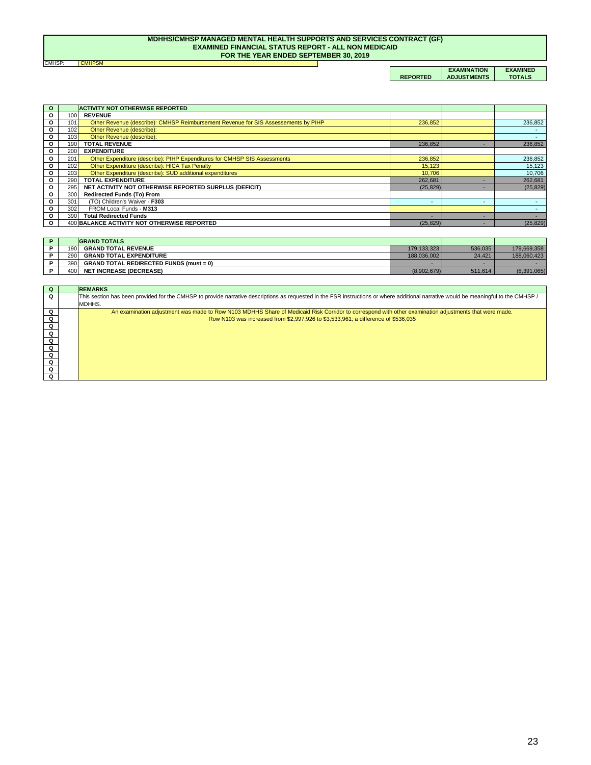**MDHHS/CMHSP MANAGED MENTAL HEALTH SUPPORTS AND SERVICES CONTRACT (GF)**
**EXAMINED FINANCIAL STATUS REPORT - ALL NON MEDICAID**
**FOR THE YEAR ENDED SEPTEMBER 30, 2019**

CMHSP: CMHPSM

| | | | REPORTED | EXAMINATION ADJUSTMENTS | EXAMINED TOTALS |
|---|---|---|---|---|---|
| O | | **ACTIVITY NOT OTHERWISE REPORTED** | | | |
| O | 100 | **REVENUE** | | | |
| O | 101 | Other Revenue (describe): CMHSP Reimbursement Revenue for SIS Assessements by PIHP | 236,852 | | 236,852 |
| O | 102 | Other Revenue (describe): | | | - |
| O | 103 | Other Revenue (describe): | | | - |
| O | 190 | **TOTAL REVENUE** | 236,852 | - | 236,852 |
| O | 200 | **EXPENDITURE** | | | |
| O | 201 | Other Expenditure (describe): PIHP Expenditures for CMHSP SIS Assessments | 236,852 | | 236,852 |
| O | 202 | Other Expenditure (describe): HICA Tax Penalty | 15,123 | | 15,123 |
| O | 203 | Other Expenditure (describe): SUD additional expenditures | 10,706 | | 10,706 |
| O | 290 | **TOTAL EXPENDITURE** | 262,681 | - | 262,681 |
| O | 295 | **NET ACTIVITY NOT OTHERWISE REPORTED SURPLUS (DEFICIT)** | (25,829) | - | (25,829) |
| O | 300 | **Redirected Funds (To) From** | | | |
| O | 301 | (TO) Children's Waiver - **F303** | - | - | - |
| O | 302 | FROM Local Funds - **M313** | | | - |
| O | 390 | **Total Redirected Funds** | - | - | - |
| O | 400 | **BALANCE ACTIVITY NOT OTHERWISE REPORTED** | (25,829) | - | (25,829) |

| | | | REPORTED | EXAMINATION ADJUSTMENTS | EXAMINED TOTALS |
|---|---|---|---|---|---|
| P | | **GRAND TOTALS** | | | |
| P | 190 | **GRAND TOTAL REVENUE** | 179,133,323 | 536,035 | 179,669,358 |
| P | 290 | **GRAND TOTAL EXPENDITURE** | 188,036,002 | 24,421 | 188,060,423 |
| P | 390 | **GRAND TOTAL REDIRECTED FUNDS (must = 0)** | - | - | - |
| P | 400 | **NET INCREASE (DECREASE)** | (8,902,679) | 511,614 | (8,391,065) |

| | | |
|---|---|---|
| Q | | **REMARKS** |
| Q | | This section has been provided for the CMHSP to provide narrative descriptions as requested in the FSR instructions or where additional narrative would be meaningful to the CMHSP / MDHHS. |
| Q | | An examination adjustment was made to Row N103 MDHHS Share of Medicaid Risk Corridor to correspond with other examination adjustments that were made. |
| Q | | Row N103 was increased from $2,997,926 to $3,533,961; a difference of $536,035 |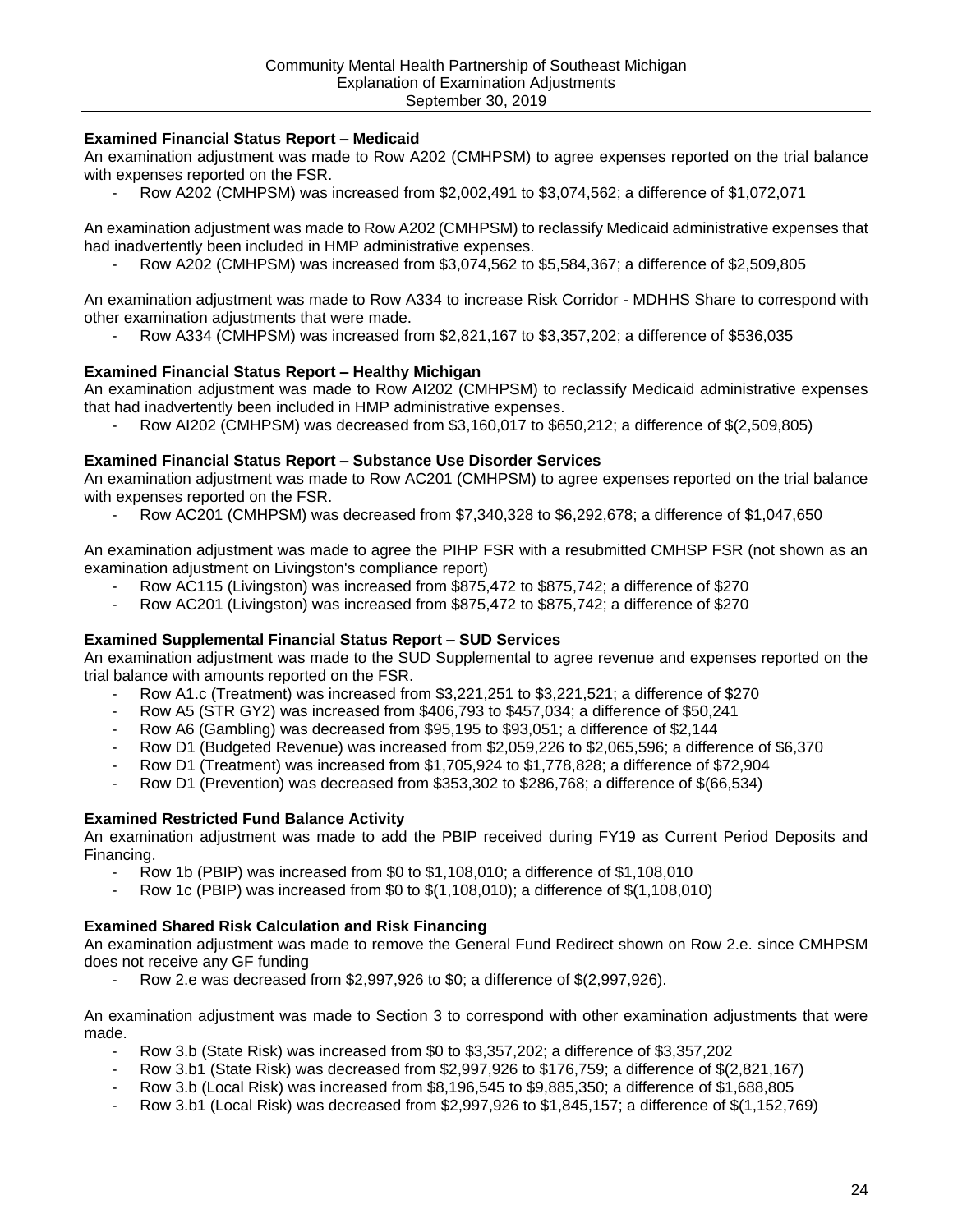Community Mental Health Partnership of Southeast Michigan
Explanation of Examination Adjustments
September 30, 2019

**Examined Financial Status Report – Medicaid**

An examination adjustment was made to Row A202 (CMHPSM) to agree expenses reported on the trial balance with expenses reported on the FSR.

- Row A202 (CMHPSM) was increased from $2,002,491 to $3,074,562; a difference of $1,072,071

An examination adjustment was made to Row A202 (CMHPSM) to reclassify Medicaid administrative expenses that had inadvertently been included in HMP administrative expenses.

- Row A202 (CMHPSM) was increased from $3,074,562 to $5,584,367; a difference of $2,509,805

An examination adjustment was made to Row A334 to increase Risk Corridor - MDHHS Share to correspond with other examination adjustments that were made.

- Row A334 (CMHPSM) was increased from $2,821,167 to $3,357,202; a difference of $536,035

**Examined Financial Status Report – Healthy Michigan**

An examination adjustment was made to Row AI202 (CMHPSM) to reclassify Medicaid administrative expenses that had inadvertently been included in HMP administrative expenses.

- Row AI202 (CMHPSM) was decreased from $3,160,017 to $650,212; a difference of $(2,509,805)

**Examined Financial Status Report – Substance Use Disorder Services**

An examination adjustment was made to Row AC201 (CMHPSM) to agree expenses reported on the trial balance with expenses reported on the FSR.

- Row AC201 (CMHPSM) was decreased from $7,340,328 to $6,292,678; a difference of $1,047,650

An examination adjustment was made to agree the PIHP FSR with a resubmitted CMHSP FSR (not shown as an examination adjustment on Livingston's compliance report)

- Row AC115 (Livingston) was increased from $875,472 to $875,742; a difference of $270
- Row AC201 (Livingston) was increased from $875,472 to $875,742; a difference of $270

**Examined Supplemental Financial Status Report – SUD Services**

An examination adjustment was made to the SUD Supplemental to agree revenue and expenses reported on the trial balance with amounts reported on the FSR.

- Row A1.c (Treatment) was increased from $3,221,251 to $3,221,521; a difference of $270
- Row A5 (STR GY2) was increased from $406,793 to $457,034; a difference of $50,241
- Row A6 (Gambling) was decreased from $95,195 to $93,051; a difference of $2,144
- Row D1 (Budgeted Revenue) was increased from $2,059,226 to $2,065,596; a difference of $6,370
- Row D1 (Treatment) was increased from $1,705,924 to $1,778,828; a difference of $72,904
- Row D1 (Prevention) was decreased from $353,302 to $286,768; a difference of $(66,534)

**Examined Restricted Fund Balance Activity**

An examination adjustment was made to add the PBIP received during FY19 as Current Period Deposits and Financing.

- Row 1b (PBIP) was increased from $0 to $1,108,010; a difference of $1,108,010
- Row 1c (PBIP) was increased from $0 to $(1,108,010); a difference of $(1,108,010)

**Examined Shared Risk Calculation and Risk Financing**

An examination adjustment was made to remove the General Fund Redirect shown on Row 2.e. since CMHPSM does not receive any GF funding

- Row 2.e was decreased from $2,997,926 to $0; a difference of $(2,997,926).

An examination adjustment was made to Section 3 to correspond with other examination adjustments that were made.

- Row 3.b (State Risk) was increased from $0 to $3,357,202; a difference of $3,357,202
- Row 3.b1 (State Risk) was decreased from $2,997,926 to $176,759; a difference of $(2,821,167)
- Row 3.b (Local Risk) was increased from $8,196,545 to $9,885,350; a difference of $1,688,805
- Row 3.b1 (Local Risk) was decreased from $2,997,926 to $1,845,157; a difference of $(1,152,769)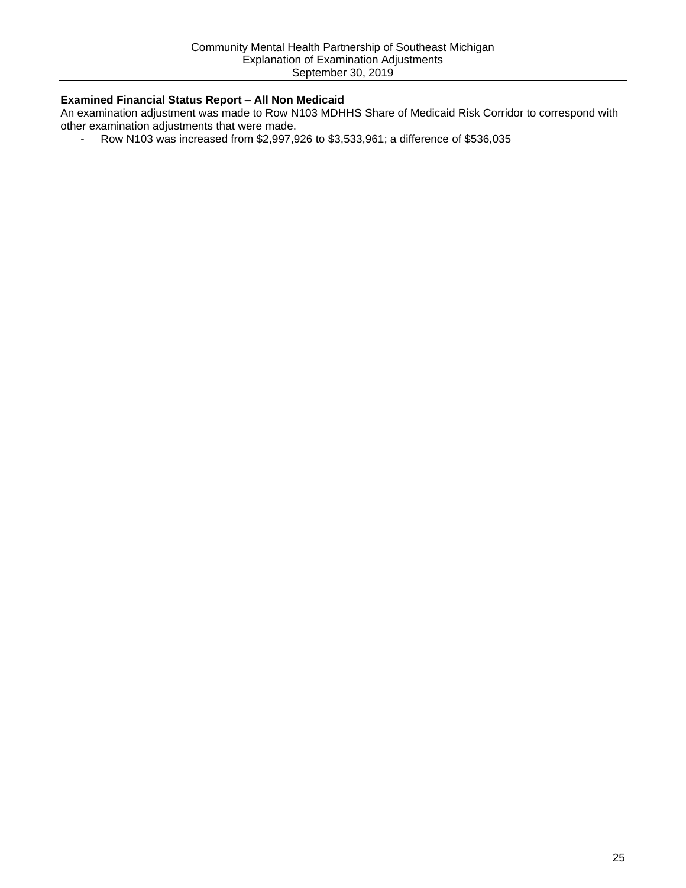### Examined Financial Status Report – All Non Medicaid

An examination adjustment was made to Row N103 MDHHS Share of Medicaid Risk Corridor to correspond with other examination adjustments that were made.

- Row N103 was increased from $2,997,926 to $3,533,961; a difference of $536,035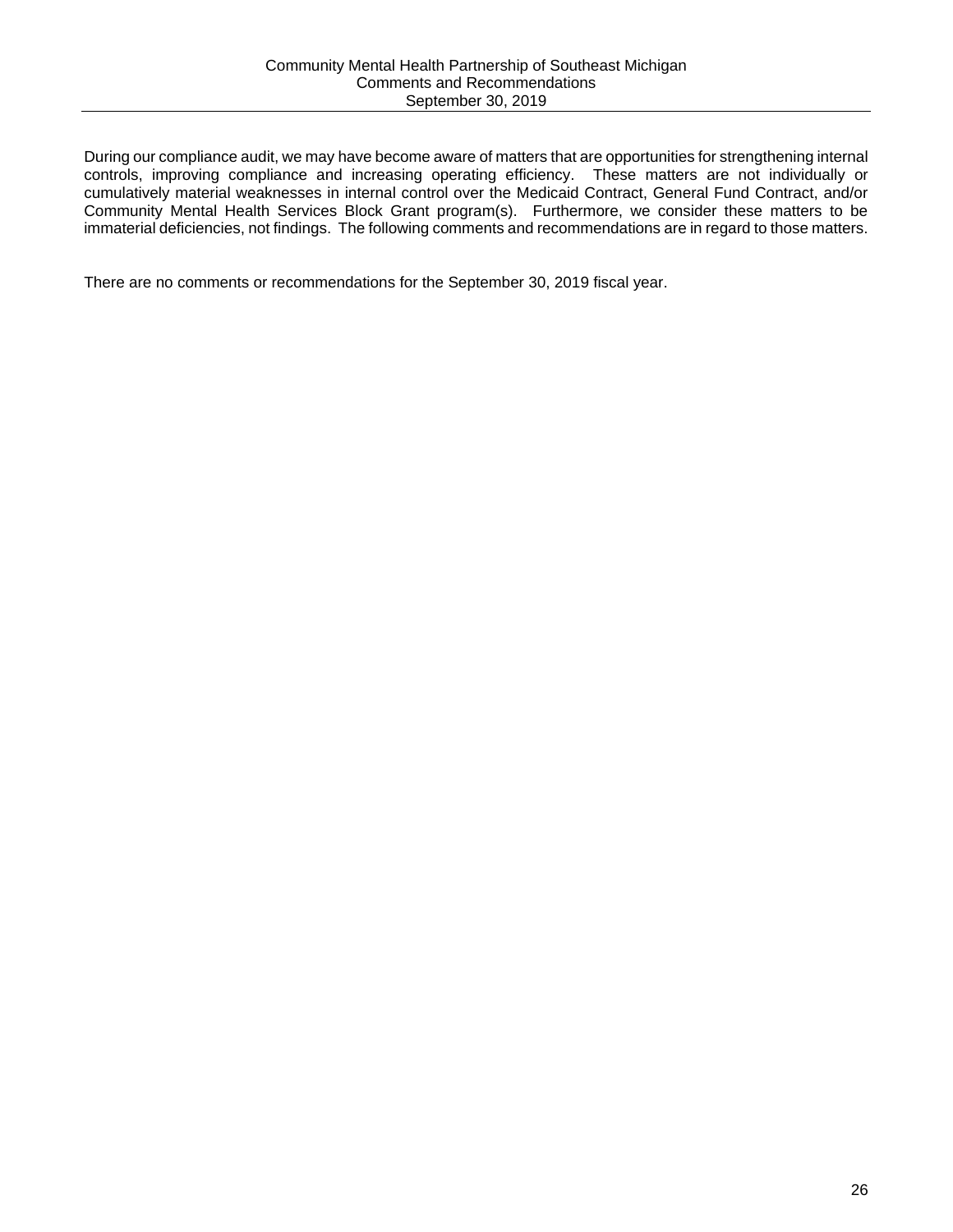During our compliance audit, we may have become aware of matters that are opportunities for strengthening internal controls, improving compliance and increasing operating efficiency. These matters are not individually or cumulatively material weaknesses in internal control over the Medicaid Contract, General Fund Contract, and/or Community Mental Health Services Block Grant program(s). Furthermore, we consider these matters to be immaterial deficiencies, not findings. The following comments and recommendations are in regard to those matters.

There are no comments or recommendations for the September 30, 2019 fiscal year.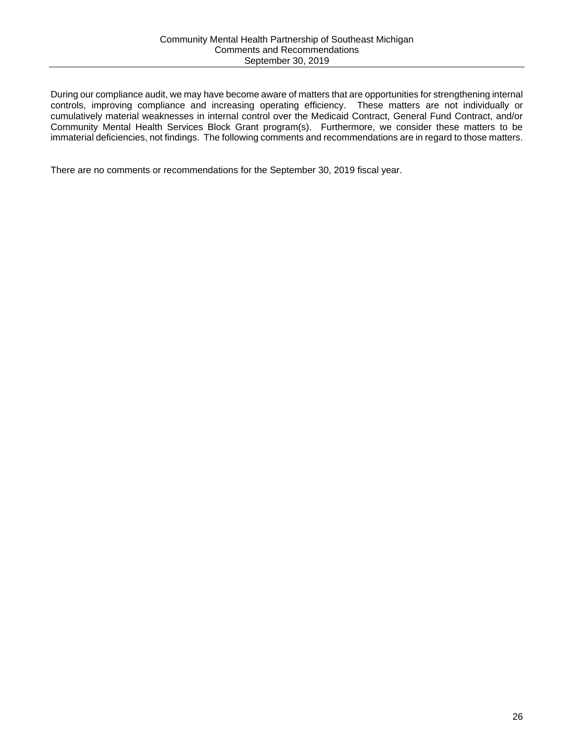During our compliance audit, we may have become aware of matters that are opportunities for strengthening internal controls, improving compliance and increasing operating efficiency. These matters are not individually or cumulatively material weaknesses in internal control over the Medicaid Contract, General Fund Contract, and/or Community Mental Health Services Block Grant program(s). Furthermore, we consider these matters to be immaterial deficiencies, not findings. The following comments and recommendations are in regard to those matters.

There are no comments or recommendations for the September 30, 2019 fiscal year.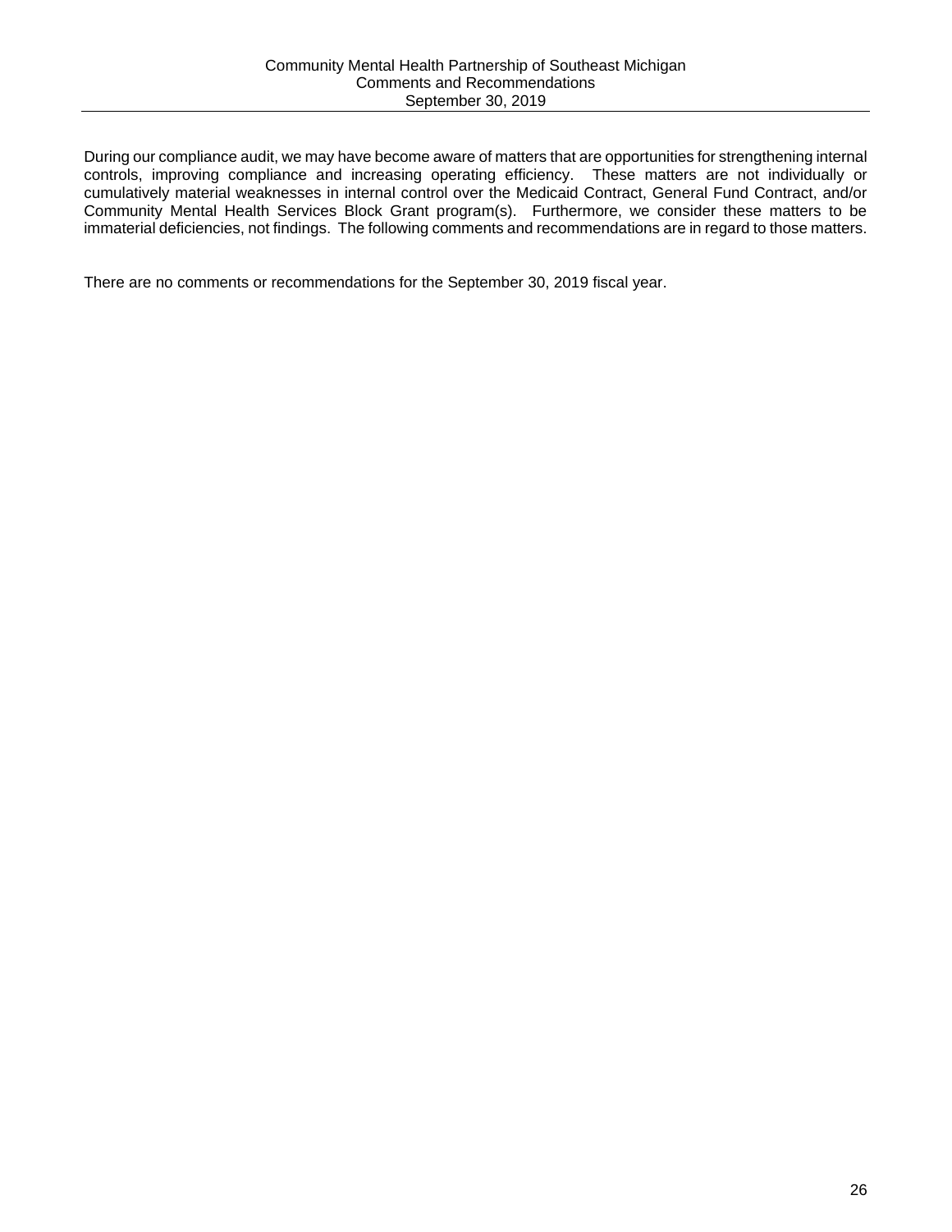During our compliance audit, we may have become aware of matters that are opportunities for strengthening internal controls, improving compliance and increasing operating efficiency. These matters are not individually or cumulatively material weaknesses in internal control over the Medicaid Contract, General Fund Contract, and/or Community Mental Health Services Block Grant program(s). Furthermore, we consider these matters to be immaterial deficiencies, not findings. The following comments and recommendations are in regard to those matters.

There are no comments or recommendations for the September 30, 2019 fiscal year.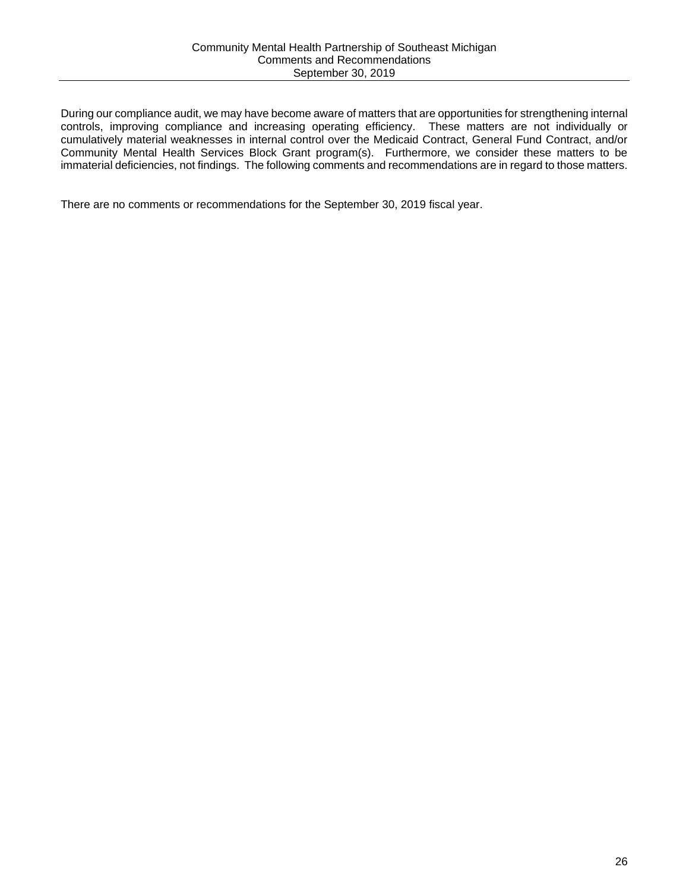During our compliance audit, we may have become aware of matters that are opportunities for strengthening internal controls, improving compliance and increasing operating efficiency. These matters are not individually or cumulatively material weaknesses in internal control over the Medicaid Contract, General Fund Contract, and/or Community Mental Health Services Block Grant program(s). Furthermore, we consider these matters to be immaterial deficiencies, not findings. The following comments and recommendations are in regard to those matters.

There are no comments or recommendations for the September 30, 2019 fiscal year.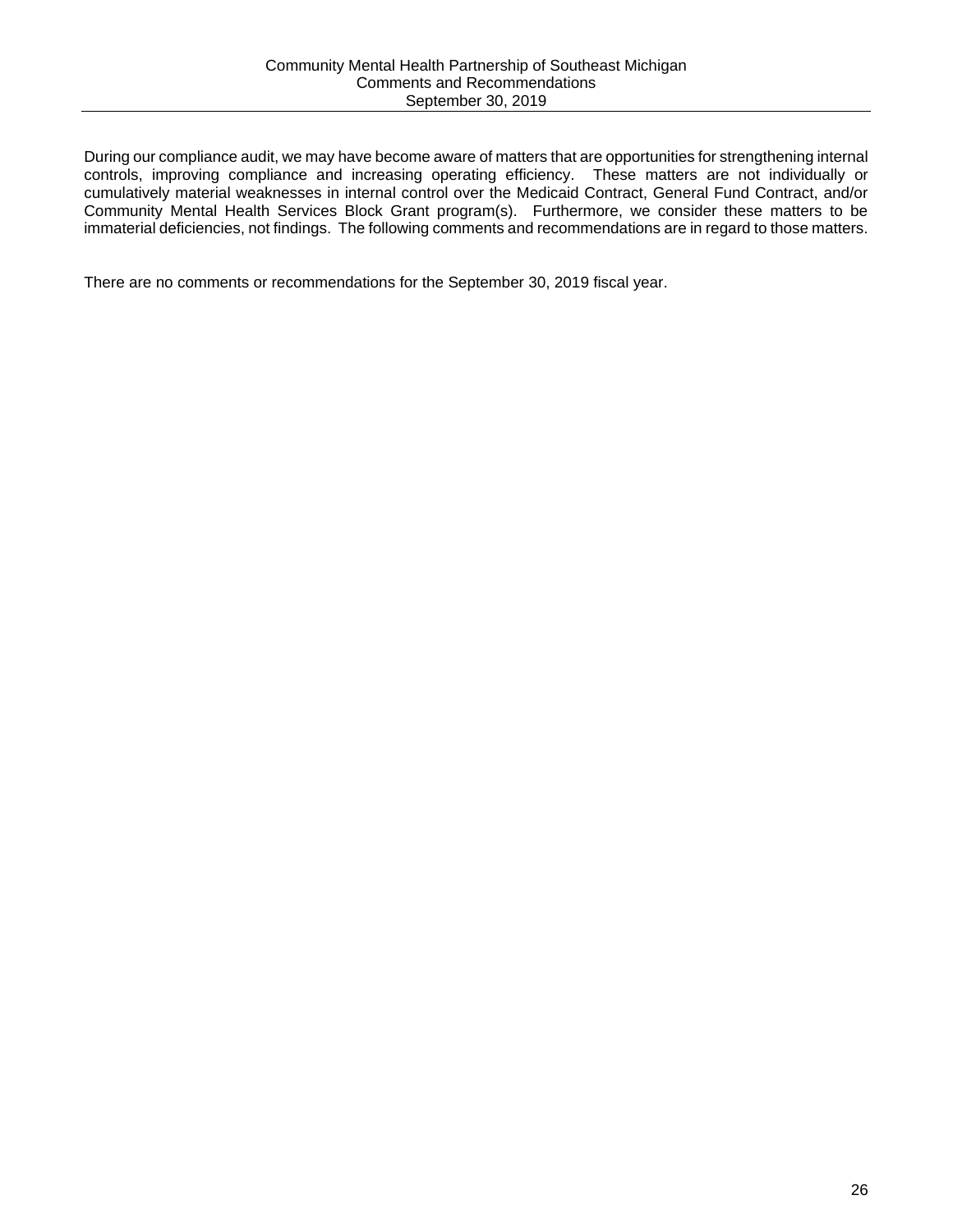During our compliance audit, we may have become aware of matters that are opportunities for strengthening internal controls, improving compliance and increasing operating efficiency. These matters are not individually or cumulatively material weaknesses in internal control over the Medicaid Contract, General Fund Contract, and/or Community Mental Health Services Block Grant program(s). Furthermore, we consider these matters to be immaterial deficiencies, not findings. The following comments and recommendations are in regard to those matters.

There are no comments or recommendations for the September 30, 2019 fiscal year.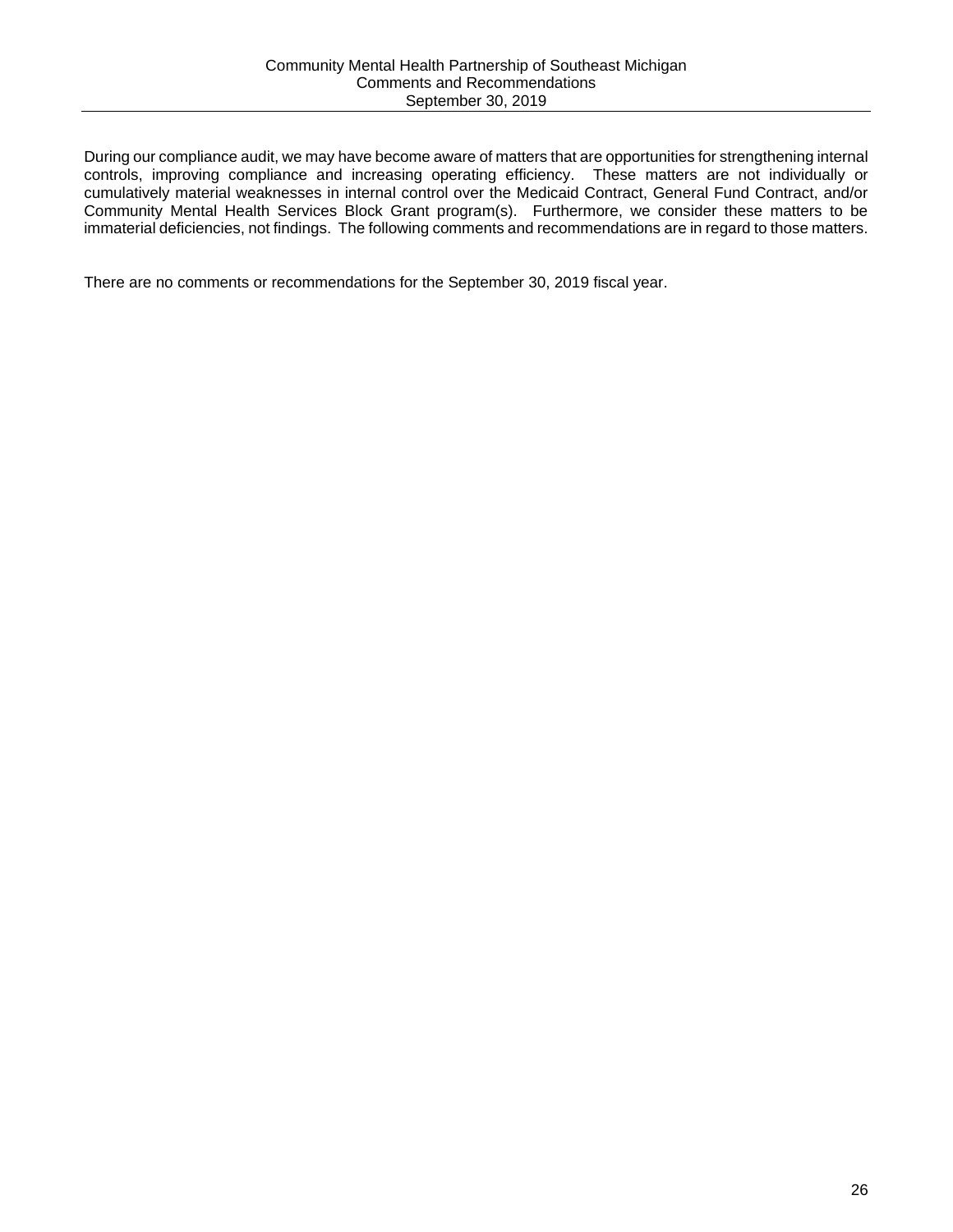During our compliance audit, we may have become aware of matters that are opportunities for strengthening internal controls, improving compliance and increasing operating efficiency. These matters are not individually or cumulatively material weaknesses in internal control over the Medicaid Contract, General Fund Contract, and/or Community Mental Health Services Block Grant program(s). Furthermore, we consider these matters to be immaterial deficiencies, not findings. The following comments and recommendations are in regard to those matters.

There are no comments or recommendations for the September 30, 2019 fiscal year.